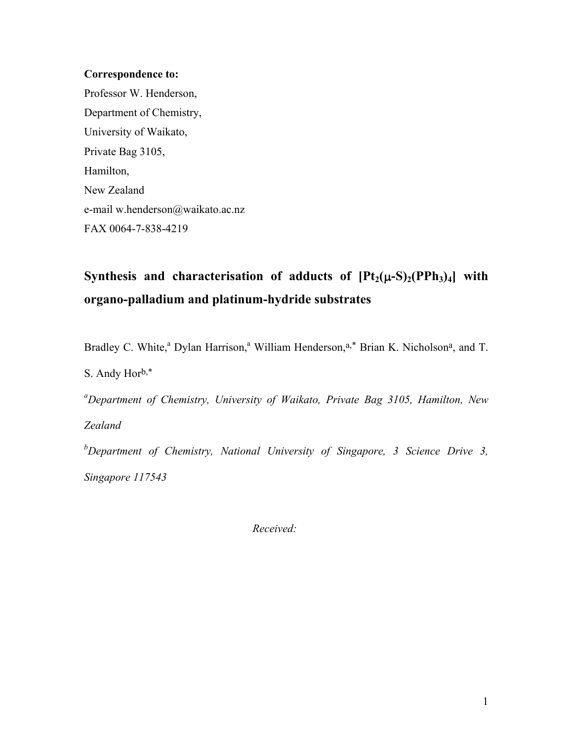**Correspondence to:**

Professor W. Henderson,
Department of Chemistry,
University of Waikato,
Private Bag 3105,
Hamilton,
New Zealand
e-mail w.henderson@waikato.ac.nz
FAX 0064-7-838-4219

# Synthesis and characterisation of adducts of $[Pt_2(\mu\text{-}S)_2(PPh_3)_4]$ with organo-palladium and platinum-hydride substrates

Bradley C. White,[a] Dylan Harrison,[a] William Henderson,[a,*] Brian K. Nicholson[a], and T. S. Andy Hor[b,*]

[a]*Department of Chemistry, University of Waikato, Private Bag 3105, Hamilton, New Zealand*

[b]*Department of Chemistry, National University of Singapore, 3 Science Drive 3, Singapore 117543*

*Received:*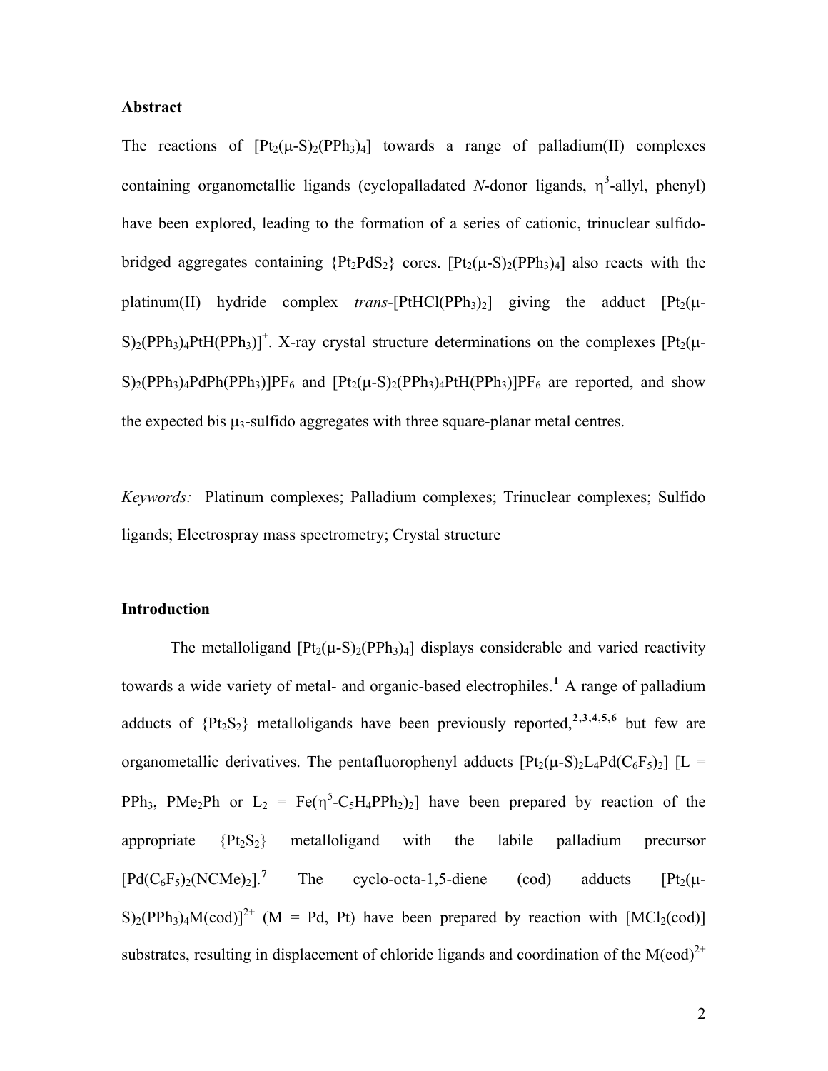## Abstract

The reactions of $[Pt_2(\mu\text{-}S)_2(PPh_3)_4]$ towards a range of palladium(II) complexes containing organometallic ligands (cyclopalladated *N*-donor ligands, $\eta^3$-allyl, phenyl) have been explored, leading to the formation of a series of cationic, trinuclear sulfido-bridged aggregates containing $\{Pt_2PdS_2\}$ cores. $[Pt_2(\mu\text{-}S)_2(PPh_3)_4]$ also reacts with the platinum(II) hydride complex *trans*-$[PtHCl(PPh_3)_2]$ giving the adduct $[Pt_2(\mu\text{-}S)_2(PPh_3)_4PtH(PPh_3)]^+$. X-ray crystal structure determinations on the complexes $[Pt_2(\mu\text{-}S)_2(PPh_3)_4PdPh(PPh_3)]PF_6$ and $[Pt_2(\mu\text{-}S)_2(PPh_3)_4PtH(PPh_3)]PF_6$ are reported, and show the expected bis $\mu_3$-sulfido aggregates with three square-planar metal centres.

*Keywords:* Platinum complexes; Palladium complexes; Trinuclear complexes; Sulfido ligands; Electrospray mass spectrometry; Crystal structure

## Introduction

The metalloligand $[Pt_2(\mu\text{-}S)_2(PPh_3)_4]$ displays considerable and varied reactivity towards a wide variety of metal- and organic-based electrophiles.[1] A range of palladium adducts of $\{Pt_2S_2\}$ metalloligands have been previously reported,[2,3,4,5,6] but few are organometallic derivatives. The pentafluorophenyl adducts $[Pt_2(\mu\text{-}S)_2L_4Pd(C_6F_5)_2]$ [L = $PPh_3$, $PMe_2Ph$ or $L_2$ = $Fe(\eta^5\text{-}C_5H_4PPh_2)_2$] have been prepared by reaction of the appropriate $\{Pt_2S_2\}$ metalloligand with the labile palladium precursor $[Pd(C_6F_5)_2(NCMe)_2]$.[7] The cyclo-octa-1,5-diene (cod) adducts $[Pt_2(\mu\text{-}S)_2(PPh_3)_4M(cod)]^{2+}$ (M = Pd, Pt) have been prepared by reaction with $[MCl_2(cod)]$ substrates, resulting in displacement of chloride ligands and coordination of the $M(cod)^{2+}$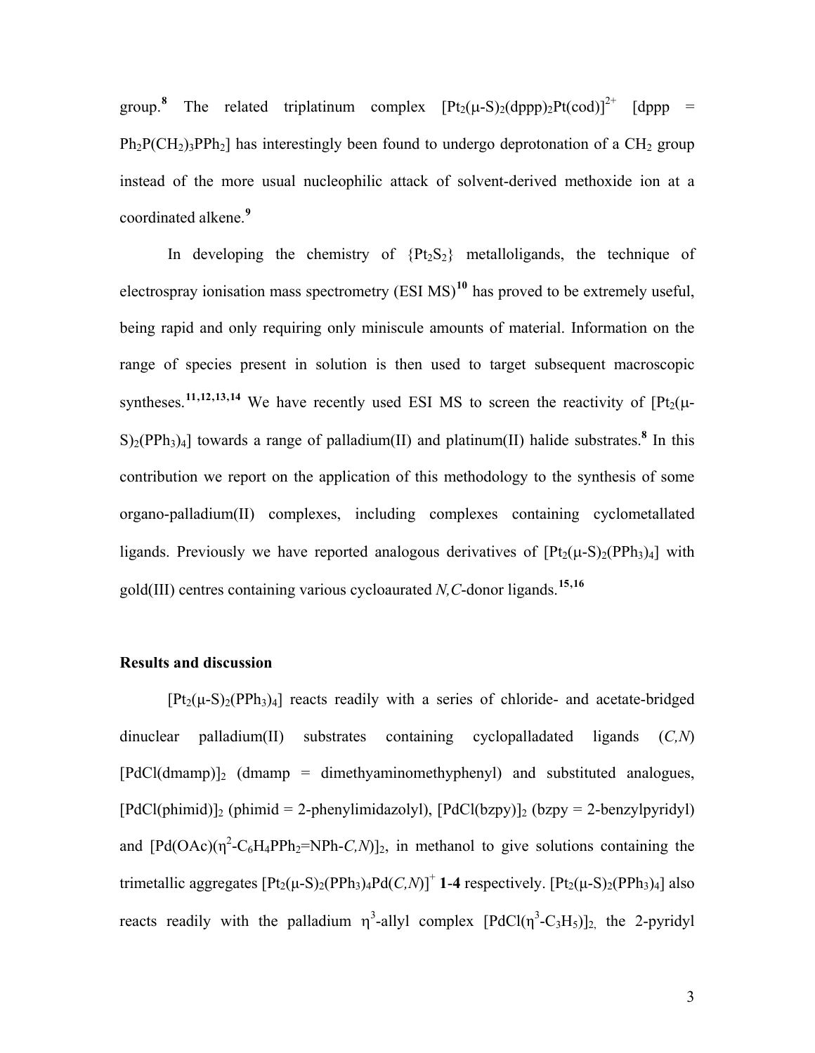group.[8] The related triplatinum complex $[Pt_2(\mu\text{-}S)_2(dppp)_2Pt(cod)]^{2+}$ [dppp = $Ph_2P(CH_2)_3PPh_2$] has interestingly been found to undergo deprotonation of a $CH_2$ group instead of the more usual nucleophilic attack of solvent-derived methoxide ion at a coordinated alkene.[9]

In developing the chemistry of $\{Pt_2S_2\}$ metalloligands, the technique of electrospray ionisation mass spectrometry (ESI MS)[10] has proved to be extremely useful, being rapid and only requiring only miniscule amounts of material. Information on the range of species present in solution is then used to target subsequent macroscopic syntheses.[11,12,13,14] We have recently used ESI MS to screen the reactivity of $[Pt_2(\mu\text{-}S)_2(PPh_3)_4]$ towards a range of palladium(II) and platinum(II) halide substrates.[8] In this contribution we report on the application of this methodology to the synthesis of some organo-palladium(II) complexes, including complexes containing cyclometallated ligands. Previously we have reported analogous derivatives of $[Pt_2(\mu\text{-}S)_2(PPh_3)_4]$ with gold(III) centres containing various cycloaurated *N,C*-donor ligands.[15,16]

## Results and discussion

$[Pt_2(\mu\text{-}S)_2(PPh_3)_4]$ reacts readily with a series of chloride- and acetate-bridged dinuclear palladium(II) substrates containing cyclopalladated ligands (*C,N*) $[PdCl(dmamp)]_2$ (dmamp = dimethyaminomethyphenyl) and substituted analogues, $[PdCl(phimid)]_2$ (phimid = 2-phenylimidazolyl), $[PdCl(bzpy)]_2$ (bzpy = 2-benzylpyridyl) and $[Pd(OAc)(\eta^2\text{-}C_6H_4PPh_2\text{=}NPh\text{-}C,N)]_2$, in methanol to give solutions containing the trimetallic aggregates $[Pt_2(\mu\text{-}S)_2(PPh_3)_4Pd(C,N)]^+$ **1**-**4** respectively. $[Pt_2(\mu\text{-}S)_2(PPh_3)_4]$ also reacts readily with the palladium $\eta^3$-allyl complex $[PdCl(\eta^3\text{-}C_3H_5)]_2$, the 2-pyridyl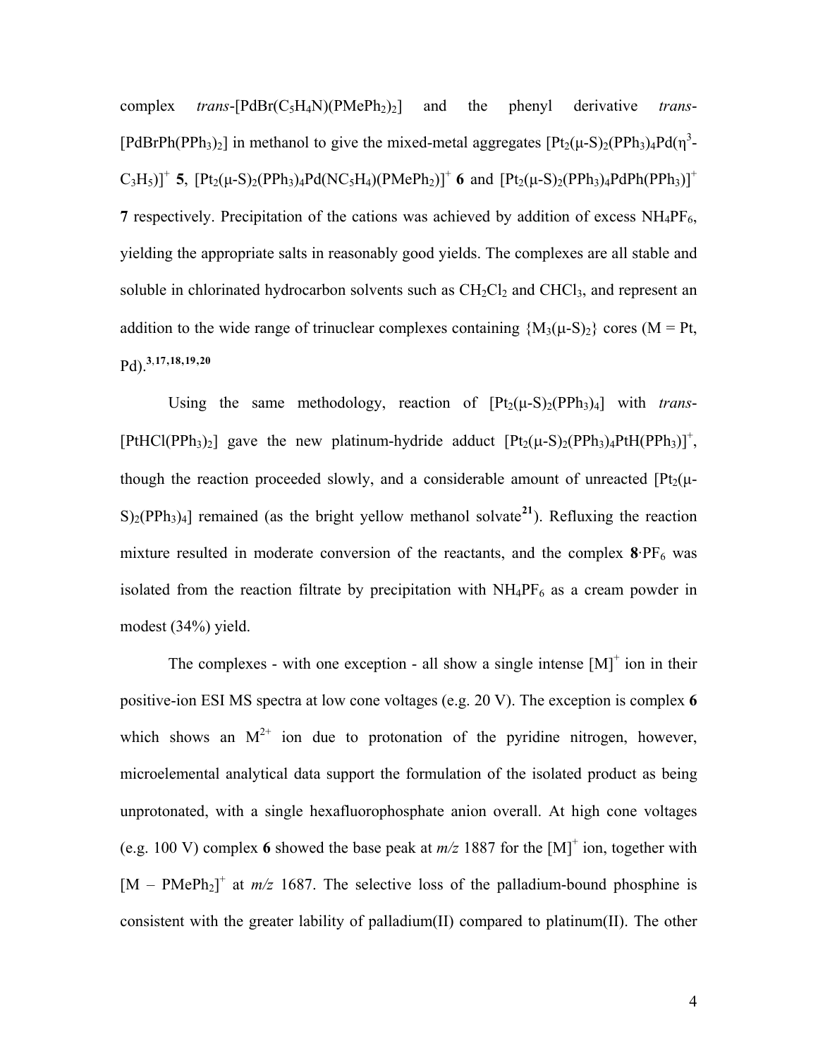complex *trans*-$[PdBr(C_5H_4N)(PMePh_2)_2]$ and the phenyl derivative *trans*-$[PdBrPh(PPh_3)_2]$ in methanol to give the mixed-metal aggregates $[Pt_2(\mu\text{-}S)_2(PPh_3)_4Pd(\eta^3\text{-}C_3H_5)]^+$ **5**, $[Pt_2(\mu\text{-}S)_2(PPh_3)_4Pd(NC_5H_4)(PMePh_2)]^+$ **6** and $[Pt_2(\mu\text{-}S)_2(PPh_3)_4PdPh(PPh_3)]^+$ **7** respectively. Precipitation of the cations was achieved by addition of excess $NH_4PF_6$, yielding the appropriate salts in reasonably good yields. The complexes are all stable and soluble in chlorinated hydrocarbon solvents such as $CH_2Cl_2$ and $CHCl_3$, and represent an addition to the wide range of trinuclear complexes containing $\{M_3(\mu\text{-}S)_2\}$ cores (M = Pt, Pd).[3,17,18,19,20]

Using the same methodology, reaction of $[Pt_2(\mu\text{-}S)_2(PPh_3)_4]$ with *trans*-$[PtHCl(PPh_3)_2]$ gave the new platinum-hydride adduct $[Pt_2(\mu\text{-}S)_2(PPh_3)_4PtH(PPh_3)]^+$, though the reaction proceeded slowly, and a considerable amount of unreacted $[Pt_2(\mu\text{-}S)_2(PPh_3)_4]$ remained (as the bright yellow methanol solvate[21]). Refluxing the reaction mixture resulted in moderate conversion of the reactants, and the complex **8**·$PF_6$ was isolated from the reaction filtrate by precipitation with $NH_4PF_6$ as a cream powder in modest (34%) yield.

The complexes - with one exception - all show a single intense $[M]^+$ ion in their positive-ion ESI MS spectra at low cone voltages (e.g. 20 V). The exception is complex **6** which shows an $M^{2+}$ ion due to protonation of the pyridine nitrogen, however, microelemental analytical data support the formulation of the isolated product as being unprotonated, with a single hexafluorophosphate anion overall. At high cone voltages (e.g. 100 V) complex **6** showed the base peak at *m/z* 1887 for the $[M]^+$ ion, together with $[M - PMePh_2]^+$ at *m/z* 1687. The selective loss of the palladium-bound phosphine is consistent with the greater lability of palladium(II) compared to platinum(II). The other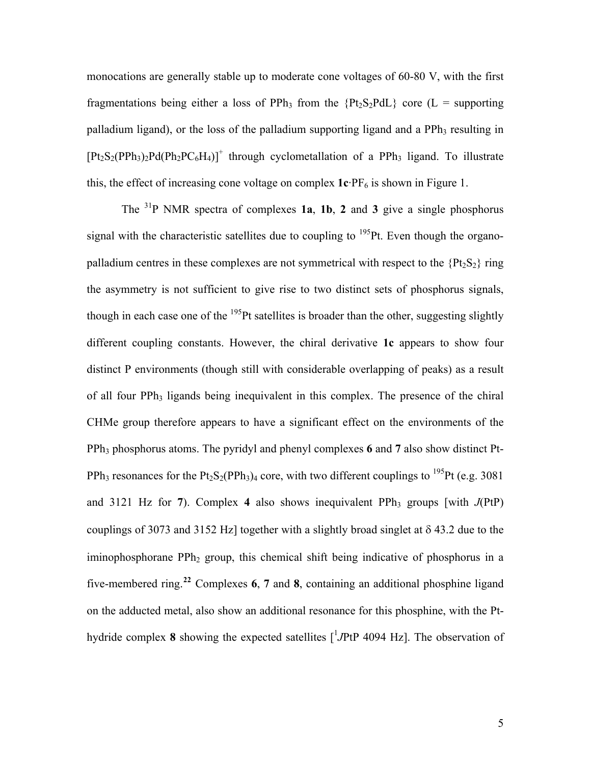monocations are generally stable up to moderate cone voltages of 60-80 V, with the first fragmentations being either a loss of $PPh_3$ from the $\{Pt_2S_2PdL\}$ core (L = supporting palladium ligand), or the loss of the palladium supporting ligand and a $PPh_3$ resulting in $[Pt_2S_2(PPh_3)_2Pd(Ph_2PC_6H_4)]^+$ through cyclometallation of a $PPh_3$ ligand. To illustrate this, the effect of increasing cone voltage on complex **1c**·$PF_6$ is shown in Figure 1.

The $^{31}P$ NMR spectra of complexes **1a**, **1b**, **2** and **3** give a single phosphorus signal with the characteristic satellites due to coupling to $^{195}Pt$. Even though the organo-palladium centres in these complexes are not symmetrical with respect to the $\{Pt_2S_2\}$ ring the asymmetry is not sufficient to give rise to two distinct sets of phosphorus signals, though in each case one of the $^{195}Pt$ satellites is broader than the other, suggesting slightly different coupling constants. However, the chiral derivative **1c** appears to show four distinct P environments (though still with considerable overlapping of peaks) as a result of all four $PPh_3$ ligands being inequivalent in this complex. The presence of the chiral CHMe group therefore appears to have a significant effect on the environments of the $PPh_3$ phosphorus atoms. The pyridyl and phenyl complexes **6** and **7** also show distinct Pt-$PPh_3$ resonances for the $Pt_2S_2(PPh_3)_4$ core, with two different couplings to $^{195}Pt$ (e.g. 3081 and 3121 Hz for **7**). Complex **4** also shows inequivalent $PPh_3$ groups [with $J$(PtP) couplings of 3073 and 3152 Hz] together with a slightly broad singlet at δ 43.2 due to the iminophosphorane $PPh_2$ group, this chemical shift being indicative of phosphorus in a five-membered ring.[22] Complexes **6**, **7** and **8**, containing an additional phosphine ligand on the adducted metal, also show an additional resonance for this phosphine, with the Pt-hydride complex **8** showing the expected satellites [$^1J$PtP 4094 Hz]. The observation of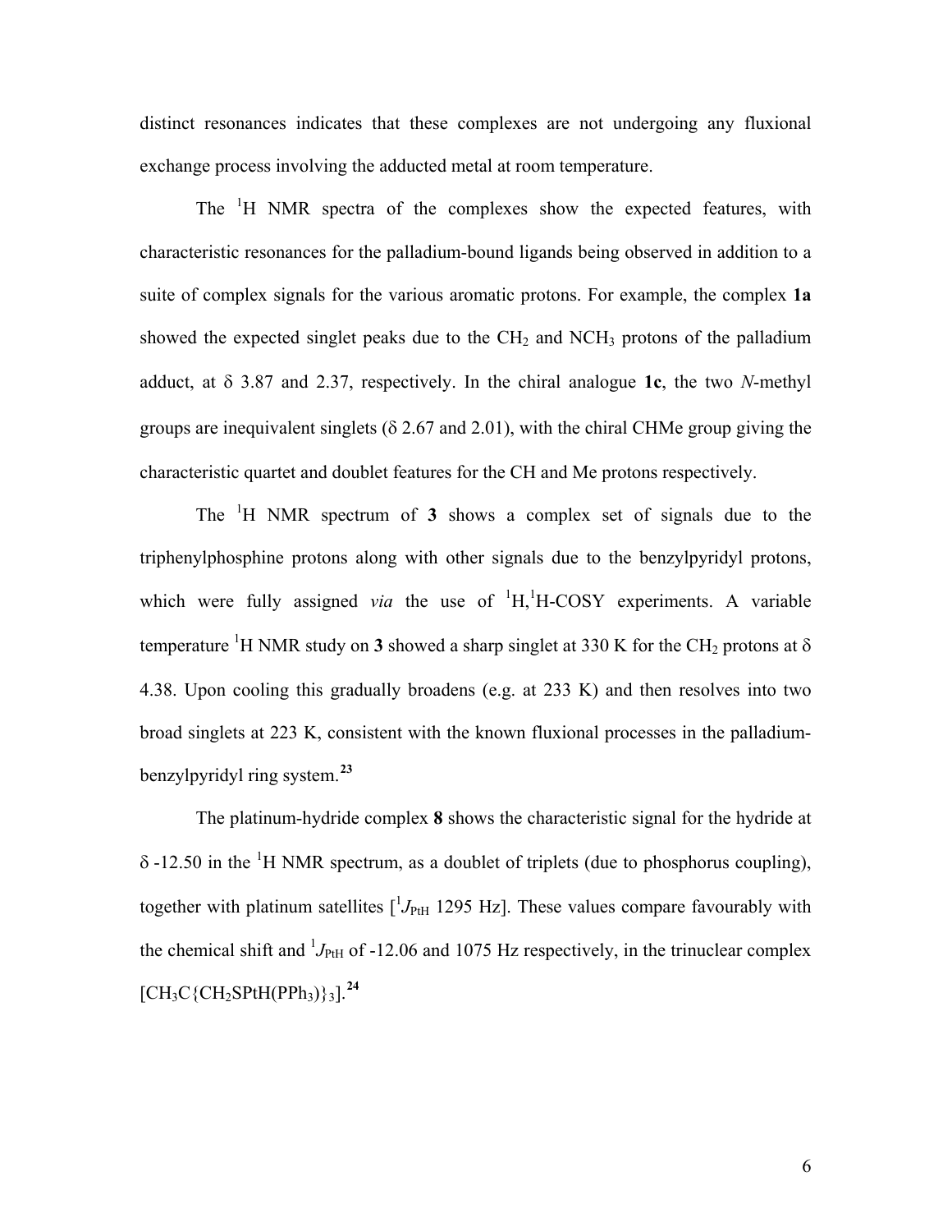distinct resonances indicates that these complexes are not undergoing any fluxional exchange process involving the adducted metal at room temperature.

The $^{1}H$ NMR spectra of the complexes show the expected features, with characteristic resonances for the palladium-bound ligands being observed in addition to a suite of complex signals for the various aromatic protons. For example, the complex **1a** showed the expected singlet peaks due to the $CH_2$ and $NCH_3$ protons of the palladium adduct, at $\delta$ 3.87 and 2.37, respectively. In the chiral analogue **1c**, the two *N*-methyl groups are inequivalent singlets ($\delta$ 2.67 and 2.01), with the chiral CHMe group giving the characteristic quartet and doublet features for the CH and Me protons respectively.

The $^{1}H$ NMR spectrum of **3** shows a complex set of signals due to the triphenylphosphine protons along with other signals due to the benzylpyridyl protons, which were fully assigned *via* the use of $^{1}H,^{1}H$-COSY experiments. A variable temperature $^{1}H$ NMR study on **3** showed a sharp singlet at 330 K for the $CH_2$ protons at $\delta$ 4.38. Upon cooling this gradually broadens (e.g. at 233 K) and then resolves into two broad singlets at 223 K, consistent with the known fluxional processes in the palladium-benzylpyridyl ring system.[23]

The platinum-hydride complex **8** shows the characteristic signal for the hydride at $\delta$ -12.50 in the $^{1}H$ NMR spectrum, as a doublet of triplets (due to phosphorus coupling), together with platinum satellites [$^{1}J_{PtH}$ 1295 Hz]. These values compare favourably with the chemical shift and $^{1}J_{PtH}$ of -12.06 and 1075 Hz respectively, in the trinuclear complex $[CH_3C\{CH_2SPtH(PPh_3)\}_3]$.[24]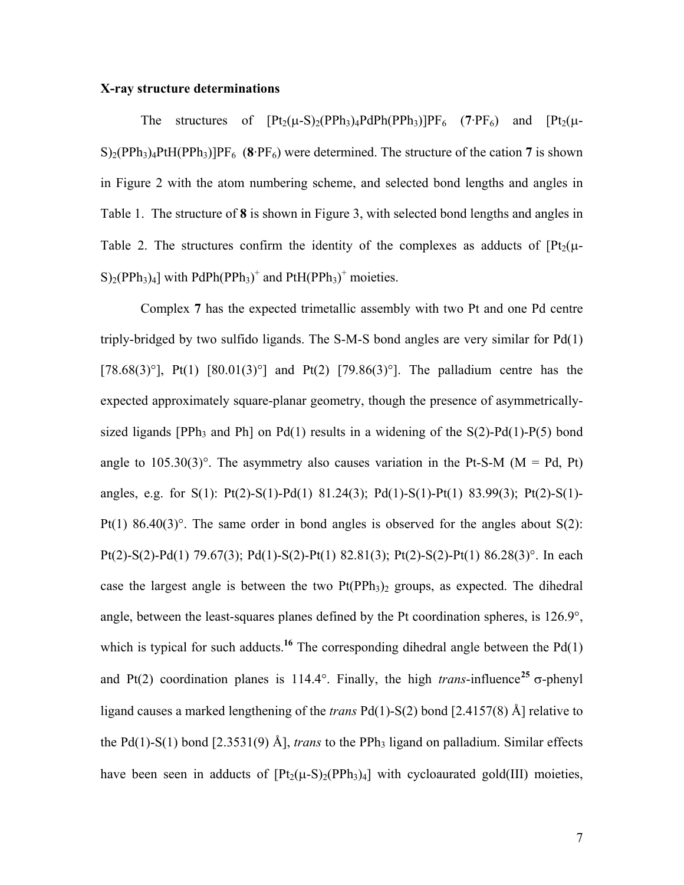### X-ray structure determinations

The structures of $[Pt_2(\mu\text{-}S)_2(PPh_3)_4PdPh(PPh_3)]PF_6$ (**7**·$PF_6$) and $[Pt_2(\mu\text{-}S)_2(PPh_3)_4PtH(PPh_3)]PF_6$ (**8**·$PF_6$) were determined. The structure of the cation **7** is shown in Figure 2 with the atom numbering scheme, and selected bond lengths and angles in Table 1. The structure of **8** is shown in Figure 3, with selected bond lengths and angles in Table 2. The structures confirm the identity of the complexes as adducts of $[Pt_2(\mu\text{-}S)_2(PPh_3)_4]$ with $PdPh(PPh_3)^+$ and $PtH(PPh_3)^+$ moieties.

Complex **7** has the expected trimetallic assembly with two Pt and one Pd centre triply-bridged by two sulfido ligands. The S-M-S bond angles are very similar for Pd(1) [78.68(3)°], Pt(1) [80.01(3)°] and Pt(2) [79.86(3)°]. The palladium centre has the expected approximately square-planar geometry, though the presence of asymmetrically-sized ligands [$PPh_3$ and Ph] on Pd(1) results in a widening of the S(2)-Pd(1)-P(5) bond angle to 105.30(3)°. The asymmetry also causes variation in the Pt-S-M (M = Pd, Pt) angles, e.g. for S(1): Pt(2)-S(1)-Pd(1) 81.24(3); Pd(1)-S(1)-Pt(1) 83.99(3); Pt(2)-S(1)-Pt(1) 86.40(3)°. The same order in bond angles is observed for the angles about S(2): Pt(2)-S(2)-Pd(1) 79.67(3); Pd(1)-S(2)-Pt(1) 82.81(3); Pt(2)-S(2)-Pt(1) 86.28(3)°. In each case the largest angle is between the two $Pt(PPh_3)_2$ groups, as expected. The dihedral angle, between the least-squares planes defined by the Pt coordination spheres, is 126.9°, which is typical for such adducts.[16] The corresponding dihedral angle between the Pd(1) and Pt(2) coordination planes is 114.4°. Finally, the high *trans*-influence[25] σ-phenyl ligand causes a marked lengthening of the *trans* Pd(1)-S(2) bond [2.4157(8) Å] relative to the Pd(1)-S(1) bond [2.3531(9) Å], *trans* to the $PPh_3$ ligand on palladium. Similar effects have been seen in adducts of $[Pt_2(\mu\text{-}S)_2(PPh_3)_4]$ with cycloaurated gold(III) moieties,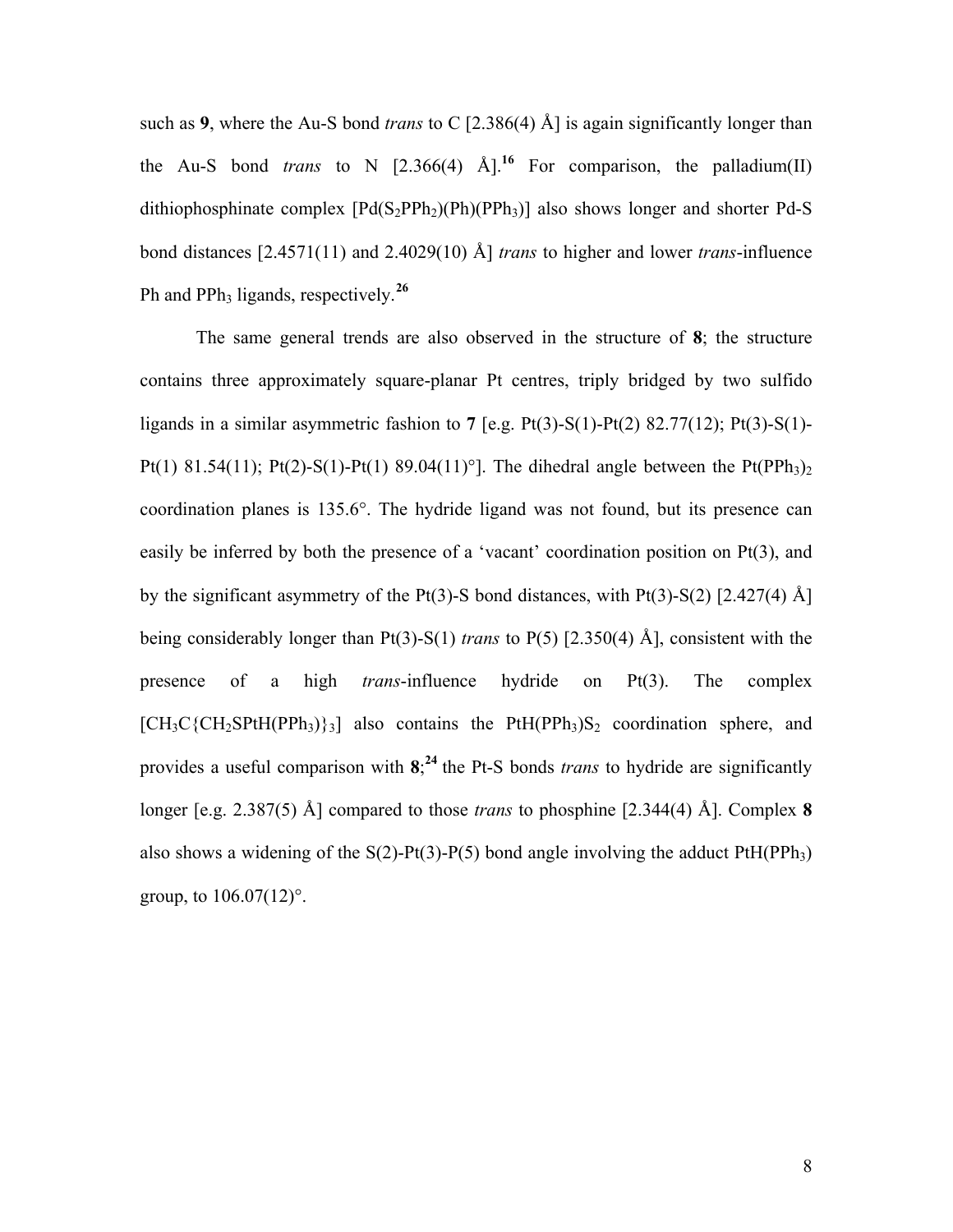such as **9**, where the Au-S bond *trans* to C [2.386(4) Å] is again significantly longer than the Au-S bond *trans* to N [2.366(4) Å].[16] For comparison, the palladium(II) dithiophosphinate complex [$Pd(S_2PPh_2)(Ph)(PPh_3)$] also shows longer and shorter Pd-S bond distances [2.4571(11) and 2.4029(10) Å] *trans* to higher and lower *trans*-influence Ph and $PPh_3$ ligands, respectively.[26]

The same general trends are also observed in the structure of **8**; the structure contains three approximately square-planar Pt centres, triply bridged by two sulfido ligands in a similar asymmetric fashion to **7** [e.g. Pt(3)-S(1)-Pt(2) 82.77(12); Pt(3)-S(1)-Pt(1) 81.54(11); Pt(2)-S(1)-Pt(1) 89.04(11)°]. The dihedral angle between the $Pt(PPh_3)_2$ coordination planes is 135.6°. The hydride ligand was not found, but its presence can easily be inferred by both the presence of a 'vacant' coordination position on Pt(3), and by the significant asymmetry of the Pt(3)-S bond distances, with Pt(3)-S(2) [2.427(4) Å] being considerably longer than Pt(3)-S(1) *trans* to P(5) [2.350(4) Å], consistent with the presence of a high *trans*-influence hydride on Pt(3). The complex [$CH_3C\{CH_2SPtH(PPh_3)\}_3$] also contains the $PtH(PPh_3)S_2$ coordination sphere, and provides a useful comparison with **8**;[24] the Pt-S bonds *trans* to hydride are significantly longer [e.g. 2.387(5) Å] compared to those *trans* to phosphine [2.344(4) Å]. Complex **8** also shows a widening of the S(2)-Pt(3)-P(5) bond angle involving the adduct $PtH(PPh_3)$ group, to 106.07(12)°.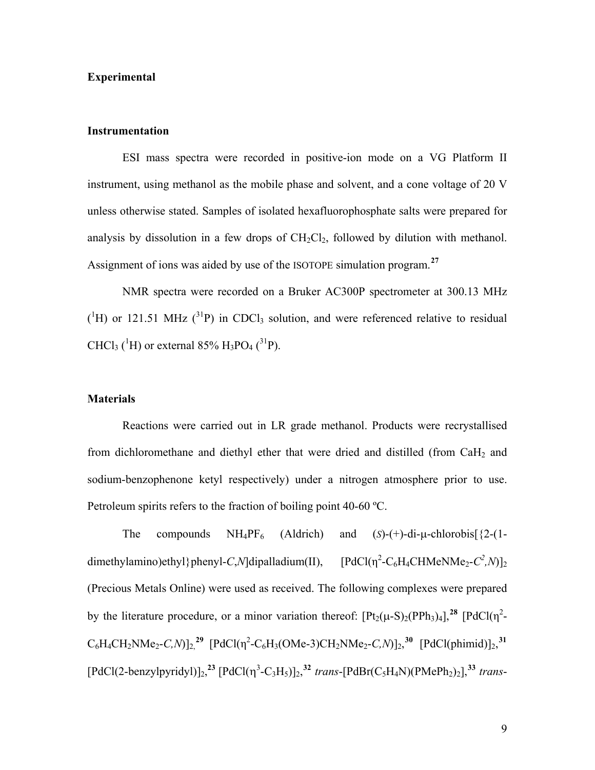## Experimental

### Instrumentation

ESI mass spectra were recorded in positive-ion mode on a VG Platform II instrument, using methanol as the mobile phase and solvent, and a cone voltage of 20 V unless otherwise stated. Samples of isolated hexafluorophosphate salts were prepared for analysis by dissolution in a few drops of $CH_2Cl_2$, followed by dilution with methanol. Assignment of ions was aided by use of the ISOTOPE simulation program.[27]

NMR spectra were recorded on a Bruker AC300P spectrometer at 300.13 MHz ($^1$H) or 121.51 MHz ($^{31}$P) in $CDCl_3$ solution, and were referenced relative to residual $CHCl_3$ ($^1$H) or external 85% $H_3PO_4$ ($^{31}$P).

### Materials

Reactions were carried out in LR grade methanol. Products were recrystallised from dichloromethane and diethyl ether that were dried and distilled (from $CaH_2$ and sodium-benzophenone ketyl respectively) under a nitrogen atmosphere prior to use. Petroleum spirits refers to the fraction of boiling point 40-60 ºC.

The compounds $NH_4PF_6$ (Aldrich) and (*S*)-(+)-di-μ-chlorobis[{2-(1-dimethylamino)ethyl}phenyl-*C*,*N*]dipalladium(II), $[PdCl(\eta^2\text{-}C_6H_4CHMeNMe_2\text{-}C^2,N)]_2$ (Precious Metals Online) were used as received. The following complexes were prepared by the literature procedure, or a minor variation thereof: $[Pt_2(\mu\text{-}S)_2(PPh_3)_4]$,[28] $[PdCl(\eta^2\text{-}C_6H_4CH_2NMe_2\text{-}C,N)]_2$,[29] $[PdCl(\eta^2\text{-}C_6H_3(OMe\text{-}3)CH_2NMe_2\text{-}C,N)]_2$,[30] [PdCl(phimid)]$_2$,[31] [PdCl(2-benzylpyridyl)]$_2$,[23] $[PdCl(\eta^3\text{-}C_3H_5)]_2$,[32] *trans*-$[PdBr(C_5H_4N)(PMePh_2)_2]$,[33] *trans*-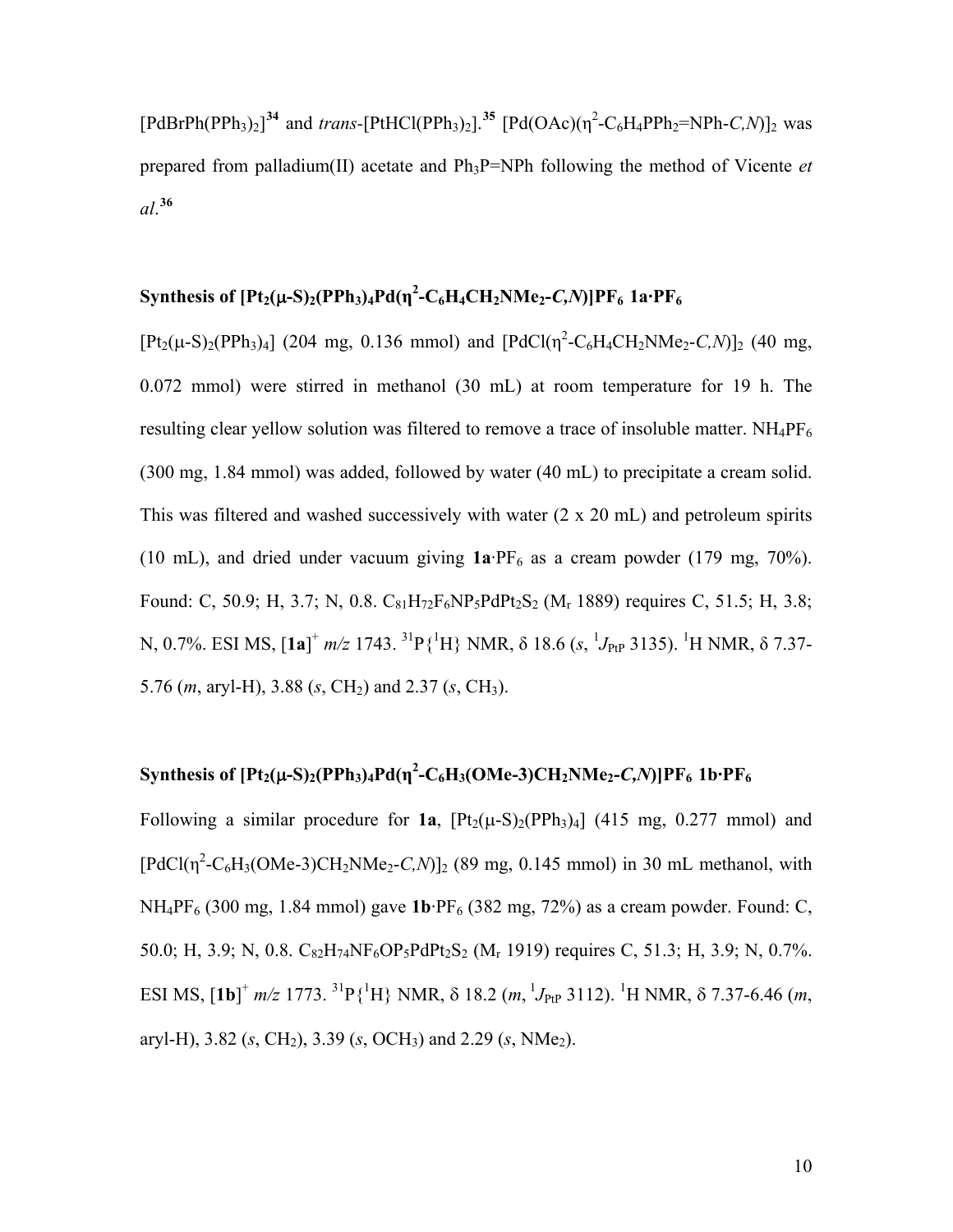$[PdBrPh(PPh_3)_2]$[34] and *trans*-$[PtHCl(PPh_3)_2]$.[35] $[Pd(OAc)(\eta^2\text{-}C_6H_4PPh_2{=}NPh\text{-}C,N)]_2$ was prepared from palladium(II) acetate and $Ph_3P{=}NPh$ following the method of Vicente *et al*.[36]

## Synthesis of $[Pt_2(\mu\text{-}S)_2(PPh_3)_4Pd(\eta^2\text{-}C_6H_4CH_2NMe_2\text{-}C,N)]PF_6$ 1a·PF$_6$

$[Pt_2(\mu\text{-}S)_2(PPh_3)_4]$ (204 mg, 0.136 mmol) and $[PdCl(\eta^2\text{-}C_6H_4CH_2NMe_2\text{-}C,N)]_2$ (40 mg, 0.072 mmol) were stirred in methanol (30 mL) at room temperature for 19 h. The resulting clear yellow solution was filtered to remove a trace of insoluble matter. $NH_4PF_6$ (300 mg, 1.84 mmol) was added, followed by water (40 mL) to precipitate a cream solid. This was filtered and washed successively with water (2 x 20 mL) and petroleum spirits (10 mL), and dried under vacuum giving **1a**·PF$_6$ as a cream powder (179 mg, 70%). Found: C, 50.9; H, 3.7; N, 0.8. $C_{81}H_{72}F_6NP_5PdPt_2S_2$ ($M_r$ 1889) requires C, 51.5; H, 3.8; N, 0.7%. ESI MS, $[\mathbf{1a}]^+$ *m/z* 1743. $^{31}P\{^1H\}$ NMR, δ 18.6 (*s*, $^1J_{PtP}$ 3135). $^1H$ NMR, δ 7.37-5.76 (*m*, aryl-H), 3.88 (*s*, $CH_2$) and 2.37 (*s*, $CH_3$).

## Synthesis of $[Pt_2(\mu\text{-}S)_2(PPh_3)_4Pd(\eta^2\text{-}C_6H_3(OMe\text{-}3)CH_2NMe_2\text{-}C,N)]PF_6$ 1b·PF$_6$

Following a similar procedure for **1a**, $[Pt_2(\mu\text{-}S)_2(PPh_3)_4]$ (415 mg, 0.277 mmol) and $[PdCl(\eta^2\text{-}C_6H_3(OMe\text{-}3)CH_2NMe_2\text{-}C,N)]_2$ (89 mg, 0.145 mmol) in 30 mL methanol, with $NH_4PF_6$ (300 mg, 1.84 mmol) gave **1b**·PF$_6$ (382 mg, 72%) as a cream powder. Found: C, 50.0; H, 3.9; N, 0.8. $C_{82}H_{74}NF_6OP_5PdPt_2S_2$ ($M_r$ 1919) requires C, 51.3; H, 3.9; N, 0.7%. ESI MS, $[\mathbf{1b}]^+$ *m/z* 1773. $^{31}P\{^1H\}$ NMR, δ 18.2 (*m*, $^1J_{PtP}$ 3112). $^1H$ NMR, δ 7.37-6.46 (*m*, aryl-H), 3.82 (*s*, $CH_2$), 3.39 (*s*, $OCH_3$) and 2.29 (*s*, $NMe_2$).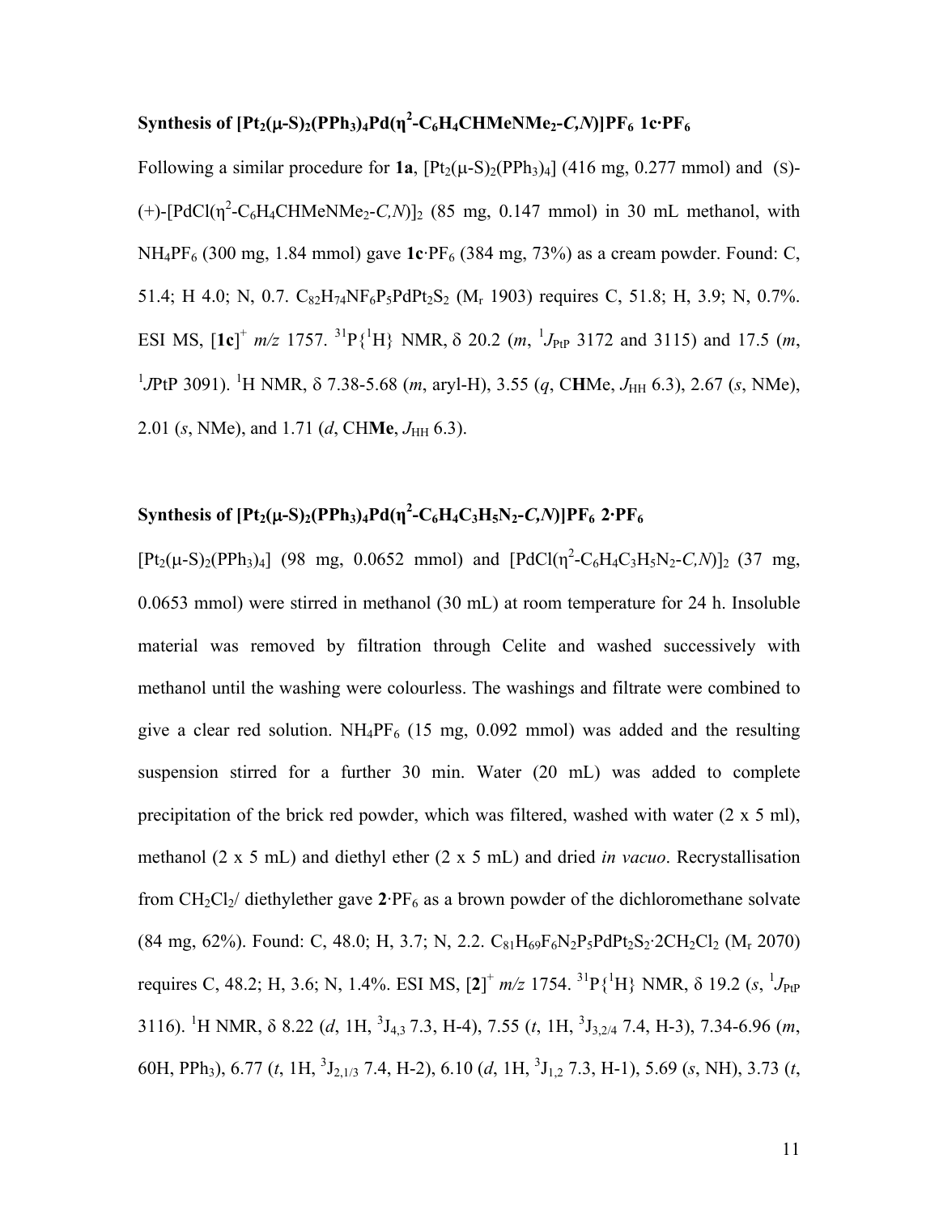### Synthesis of $[Pt_2(\mu\text{-}S)_2(PPh_3)_4Pd(\eta^2\text{-}C_6H_4CHMeNMe_2\text{-}C,N)]PF_6$ 1c·PF$_6$

Following a similar procedure for **1a**, $[Pt_2(\mu\text{-}S)_2(PPh_3)_4]$ (416 mg, 0.277 mmol) and (S)-(+)-$[PdCl(\eta^2\text{-}C_6H_4CHMeNMe_2\text{-}C,N)]_2$ (85 mg, 0.147 mmol) in 30 mL methanol, with $NH_4PF_6$ (300 mg, 1.84 mmol) gave **1c**·$PF_6$ (384 mg, 73%) as a cream powder. Found: C, 51.4; H 4.0; N, 0.7. $C_{82}H_{74}NF_6P_5PdPt_2S_2$ ($M_r$ 1903) requires C, 51.8; H, 3.9; N, 0.7%. ESI MS, $[\mathbf{1c}]^+$ *m/z* 1757. $^{31}P\{^1H\}$ NMR, δ 20.2 (*m*, $^1J_{PtP}$ 3172 and 3115) and 17.5 (*m*, $^1J_{PtP}$ 3091). $^1H$ NMR, δ 7.38-5.68 (*m*, aryl-H), 3.55 (*q*, C**H**Me, $J_{HH}$ 6.3), 2.67 (*s*, NMe), 2.01 (*s*, NMe), and 1.71 (*d*, CH**Me**, $J_{HH}$ 6.3).

### Synthesis of $[Pt_2(\mu\text{-}S)_2(PPh_3)_4Pd(\eta^2\text{-}C_6H_4C_3H_5N_2\text{-}C,N)]PF_6$ 2·PF$_6$

$[Pt_2(\mu\text{-}S)_2(PPh_3)_4]$ (98 mg, 0.0652 mmol) and $[PdCl(\eta^2\text{-}C_6H_4C_3H_5N_2\text{-}C,N)]_2$ (37 mg, 0.0653 mmol) were stirred in methanol (30 mL) at room temperature for 24 h. Insoluble material was removed by filtration through Celite and washed successively with methanol until the washing were colourless. The washings and filtrate were combined to give a clear red solution. $NH_4PF_6$ (15 mg, 0.092 mmol) was added and the resulting suspension stirred for a further 30 min. Water (20 mL) was added to complete precipitation of the brick red powder, which was filtered, washed with water (2 x 5 ml), methanol (2 x 5 mL) and diethyl ether (2 x 5 mL) and dried *in vacuo*. Recrystallisation from $CH_2Cl_2$/ diethylether gave **2**·$PF_6$ as a brown powder of the dichloromethane solvate (84 mg, 62%). Found: C, 48.0; H, 3.7; N, 2.2. $C_{81}H_{69}F_6N_2P_5PdPt_2S_2\cdot 2CH_2Cl_2$ ($M_r$ 2070) requires C, 48.2; H, 3.6; N, 1.4%. ESI MS, $[\mathbf{2}]^+$ *m/z* 1754. $^{31}P\{^1H\}$ NMR, δ 19.2 (*s*, $^1J_{PtP}$ 3116). $^1H$ NMR, δ 8.22 (*d*, 1H, $^3J_{4,3}$ 7.3, H-4), 7.55 (*t*, 1H, $^3J_{3,2/4}$ 7.4, H-3), 7.34-6.96 (*m*, 60H, $PPh_3$), 6.77 (*t*, 1H, $^3J_{2,1/3}$ 7.4, H-2), 6.10 (*d*, 1H, $^3J_{1,2}$ 7.3, H-1), 5.69 (*s*, NH), 3.73 (*t*,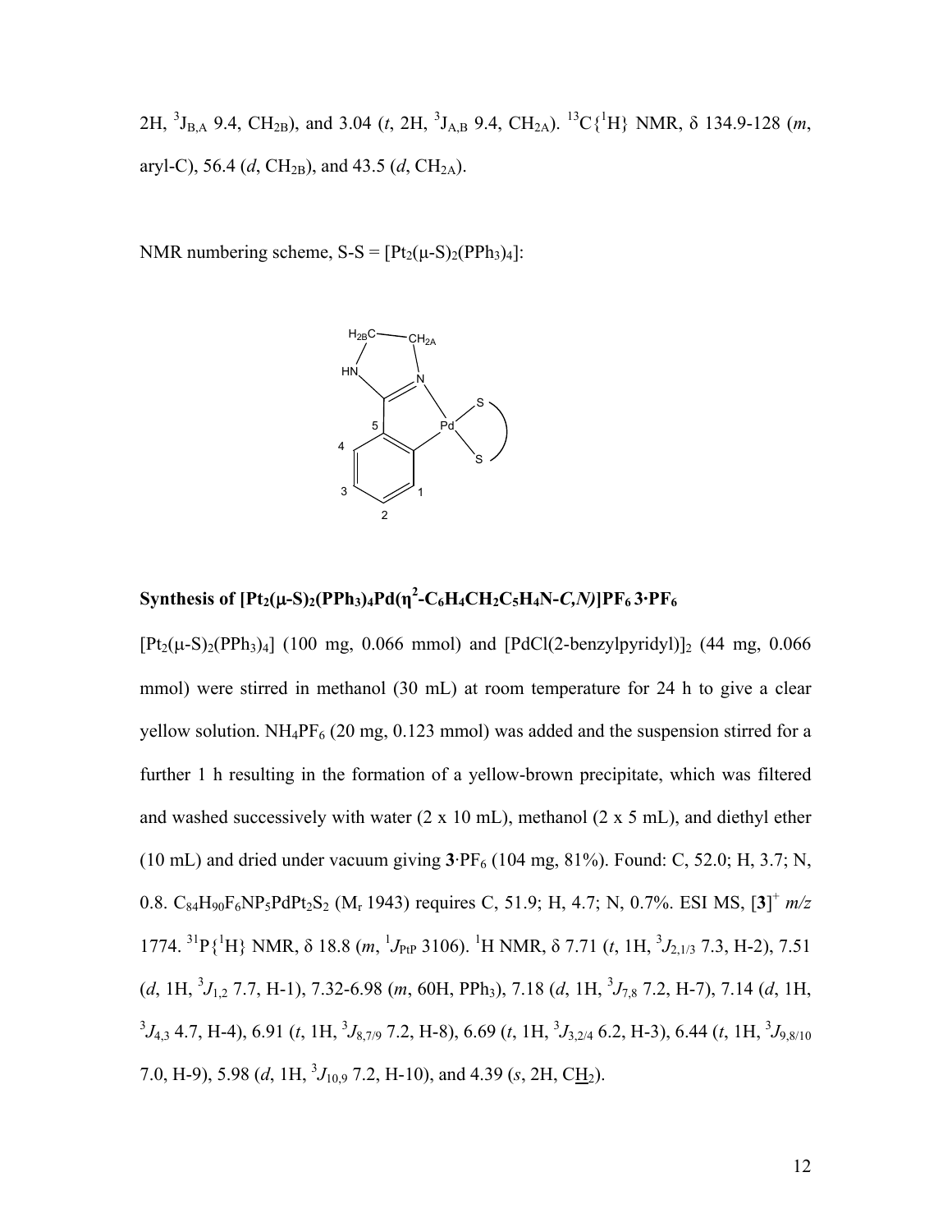2H, $^3J_{B,A}$ 9.4, $CH_{2B}$), and 3.04 (*t*, 2H, $^3J_{A,B}$ 9.4, $CH_{2A}$). $^{13}C\{^1H\}$ NMR, δ 134.9-128 (*m*, aryl-C), 56.4 (*d*, $CH_{2B}$), and 43.5 (*d*, $CH_{2A}$).

NMR numbering scheme, S-S = $[Pt_2(\mu\text{-}S)_2(PPh_3)_4]$:

**Synthesis of $[Pt_2(\mu\text{-}S)_2(PPh_3)_4Pd(\eta^2\text{-}C_6H_4CH_2C_5H_4N\text{-}C,N)]PF_6$ 3·$PF_6$**

$[Pt_2(\mu\text{-}S)_2(PPh_3)_4]$ (100 mg, 0.066 mmol) and $[PdCl(2\text{-benzylpyridyl})]_2$ (44 mg, 0.066 mmol) were stirred in methanol (30 mL) at room temperature for 24 h to give a clear yellow solution. $NH_4PF_6$ (20 mg, 0.123 mmol) was added and the suspension stirred for a further 1 h resulting in the formation of a yellow-brown precipitate, which was filtered and washed successively with water (2 x 10 mL), methanol (2 x 5 mL), and diethyl ether (10 mL) and dried under vacuum giving **3**·$PF_6$ (104 mg, 81%). Found: C, 52.0; H, 3.7; N, 0.8. $C_{84}H_{90}F_6NP_5PdPt_2S_2$ ($M_r$ 1943) requires C, 51.9; H, 4.7; N, 0.7%. ESI MS, $[\mathbf{3}]^+$ *m/z* 1774. $^{31}P\{^1H\}$ NMR, δ 18.8 (*m*, $^1J_{PtP}$ 3106). $^1H$ NMR, δ 7.71 (*t*, 1H, $^3J_{2,1/3}$ 7.3, H-2), 7.51 (*d*, 1H, $^3J_{1,2}$ 7.7, H-1), 7.32-6.98 (*m*, 60H, $PPh_3$), 7.18 (*d*, 1H, $^3J_{7,8}$ 7.2, H-7), 7.14 (*d*, 1H, $^3J_{4,3}$ 4.7, H-4), 6.91 (*t*, 1H, $^3J_{8,7/9}$ 7.2, H-8), 6.69 (*t*, 1H, $^3J_{3,2/4}$ 6.2, H-3), 6.44 (*t*, 1H, $^3J_{9,8/10}$ 7.0, H-9), 5.98 (*d*, 1H, $^3J_{10,9}$ 7.2, H-10), and 4.39 (*s*, 2H, C<u>H</u>$_2$).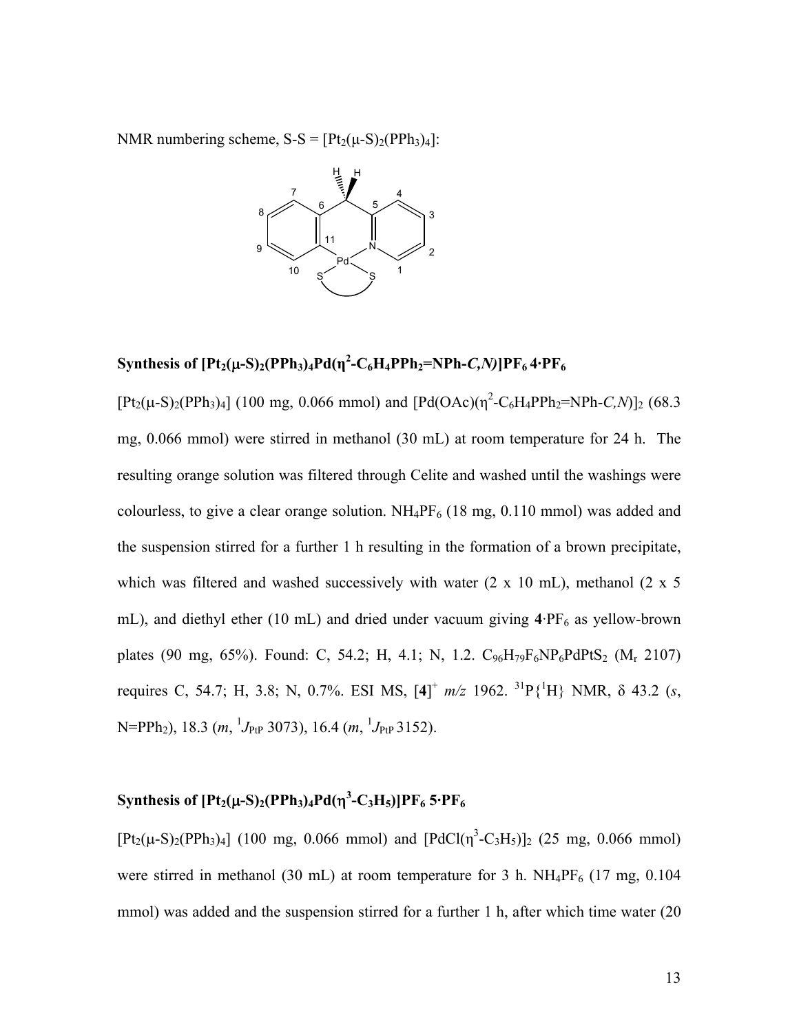NMR numbering scheme, S-S = $[Pt_2(\mu\text{-}S)_2(PPh_3)_4]$:

### Synthesis of $[Pt_2(\mu\text{-}S)_2(PPh_3)_4Pd(\eta^2\text{-}C_6H_4PPh_2{=}NPh\text{-}C,N)]PF_6$ $4{\cdot}PF_6$

$[Pt_2(\mu\text{-}S)_2(PPh_3)_4]$ (100 mg, 0.066 mmol) and $[Pd(OAc)(\eta^2\text{-}C_6H_4PPh_2{=}NPh\text{-}C,N)]_2$ (68.3 mg, 0.066 mmol) were stirred in methanol (30 mL) at room temperature for 24 h. The resulting orange solution was filtered through Celite and washed until the washings were colourless, to give a clear orange solution. $NH_4PF_6$ (18 mg, 0.110 mmol) was added and the suspension stirred for a further 1 h resulting in the formation of a brown precipitate, which was filtered and washed successively with water (2 x 10 mL), methanol (2 x 5 mL), and diethyl ether (10 mL) and dried under vacuum giving **4**$\cdot PF_6$ as yellow-brown plates (90 mg, 65%). Found: C, 54.2; H, 4.1; N, 1.2. $C_{96}H_{79}F_6NP_6PdPtS_2$ ($M_r$ 2107) requires C, 54.7; H, 3.8; N, 0.7%. ESI MS, $[\mathbf{4}]^+$ *m/z* 1962. $^{31}P\{^1H\}$ NMR, δ 43.2 (*s*, N=PPh$_2$), 18.3 (*m*, $^1J_{PtP}$ 3073), 16.4 (*m*, $^1J_{PtP}$ 3152).

### Synthesis of $[Pt_2(\mu\text{-}S)_2(PPh_3)_4Pd(\eta^3\text{-}C_3H_5)]PF_6$ $5{\cdot}PF_6$

$[Pt_2(\mu\text{-}S)_2(PPh_3)_4]$ (100 mg, 0.066 mmol) and $[PdCl(\eta^3\text{-}C_3H_5)]_2$ (25 mg, 0.066 mmol) were stirred in methanol (30 mL) at room temperature for 3 h. $NH_4PF_6$ (17 mg, 0.104 mmol) was added and the suspension stirred for a further 1 h, after which time water (20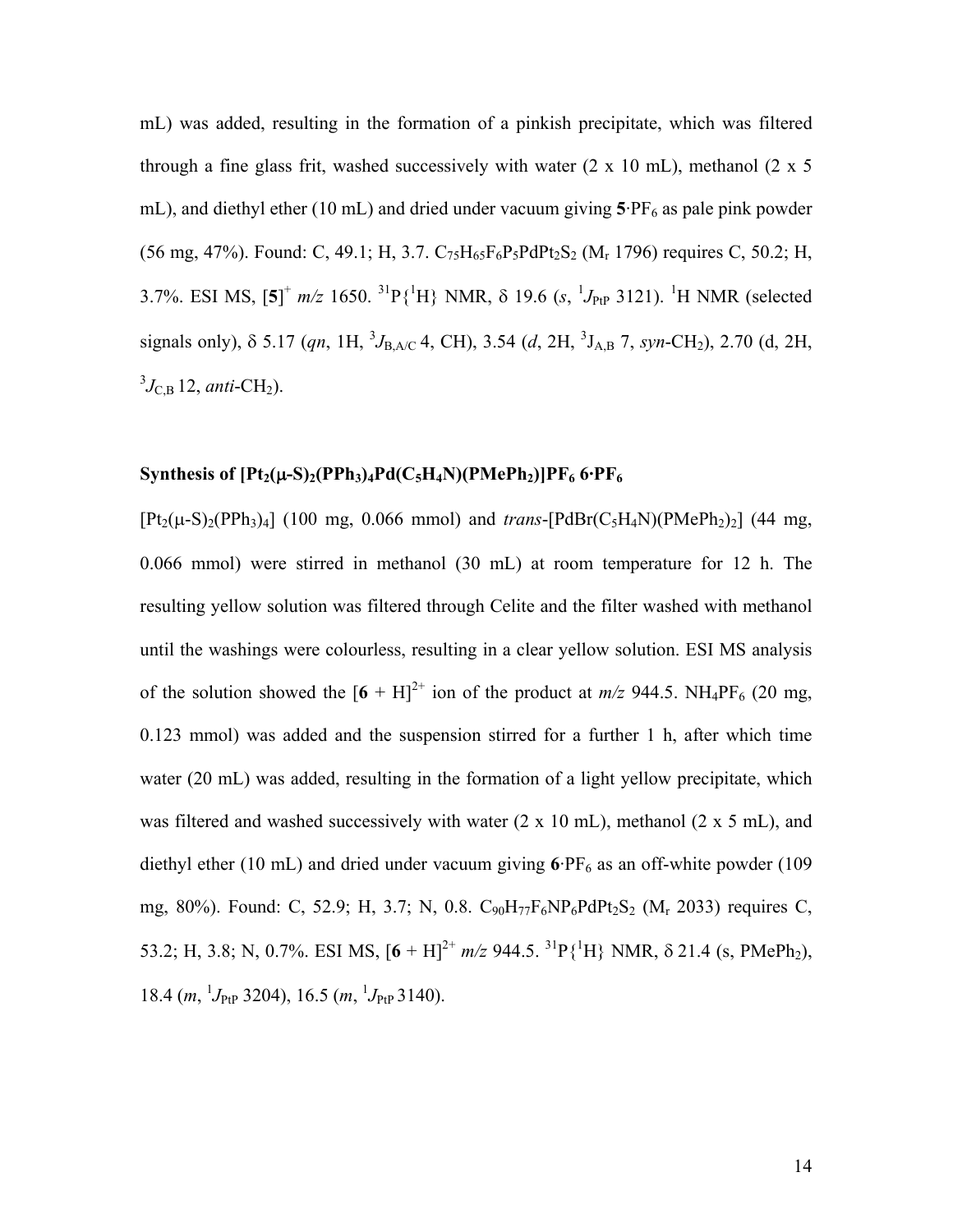mL) was added, resulting in the formation of a pinkish precipitate, which was filtered through a fine glass frit, washed successively with water (2 x 10 mL), methanol (2 x 5 mL), and diethyl ether (10 mL) and dried under vacuum giving **5**·$PF_6$ as pale pink powder (56 mg, 47%). Found: C, 49.1; H, 3.7. $C_{75}H_{65}F_6P_5PdPt_2S_2$ ($M_r$ 1796) requires C, 50.2; H, 3.7%. ESI MS, $[\mathbf{5}]^+$ *m/z* 1650. $^{31}P\{^1H\}$ NMR, δ 19.6 (*s*, $^1J_{PtP}$ 3121). $^1H$ NMR (selected signals only), δ 5.17 (*qn*, 1H, $^3J_{B,A/C}$ 4, CH), 3.54 (*d*, 2H, $^3J_{A,B}$ 7, *syn*-$CH_2$), 2.70 (d, 2H, $^3J_{C,B}$ 12, *anti*-$CH_2$).

**Synthesis of $[Pt_2(\mu\text{-}S)_2(PPh_3)_4Pd(C_5H_4N)(PMePh_2)]PF_6$ 6·$PF_6$**

$[Pt_2(\mu\text{-}S)_2(PPh_3)_4]$ (100 mg, 0.066 mmol) and *trans*-$[PdBr(C_5H_4N)(PMePh_2)_2]$ (44 mg, 0.066 mmol) were stirred in methanol (30 mL) at room temperature for 12 h. The resulting yellow solution was filtered through Celite and the filter washed with methanol until the washings were colourless, resulting in a clear yellow solution. ESI MS analysis of the solution showed the $[\mathbf{6} + H]^{2+}$ ion of the product at *m/z* 944.5. $NH_4PF_6$ (20 mg, 0.123 mmol) was added and the suspension stirred for a further 1 h, after which time water (20 mL) was added, resulting in the formation of a light yellow precipitate, which was filtered and washed successively with water (2 x 10 mL), methanol (2 x 5 mL), and diethyl ether (10 mL) and dried under vacuum giving **6**·$PF_6$ as an off-white powder (109 mg, 80%). Found: C, 52.9; H, 3.7; N, 0.8. $C_{90}H_{77}F_6NP_6PdPt_2S_2$ ($M_r$ 2033) requires C, 53.2; H, 3.8; N, 0.7%. ESI MS, $[\mathbf{6} + H]^{2+}$ *m/z* 944.5. $^{31}P\{^1H\}$ NMR, δ 21.4 (s, $PMePh_2$), 18.4 (*m*, $^1J_{PtP}$ 3204), 16.5 (*m*, $^1J_{PtP}$ 3140).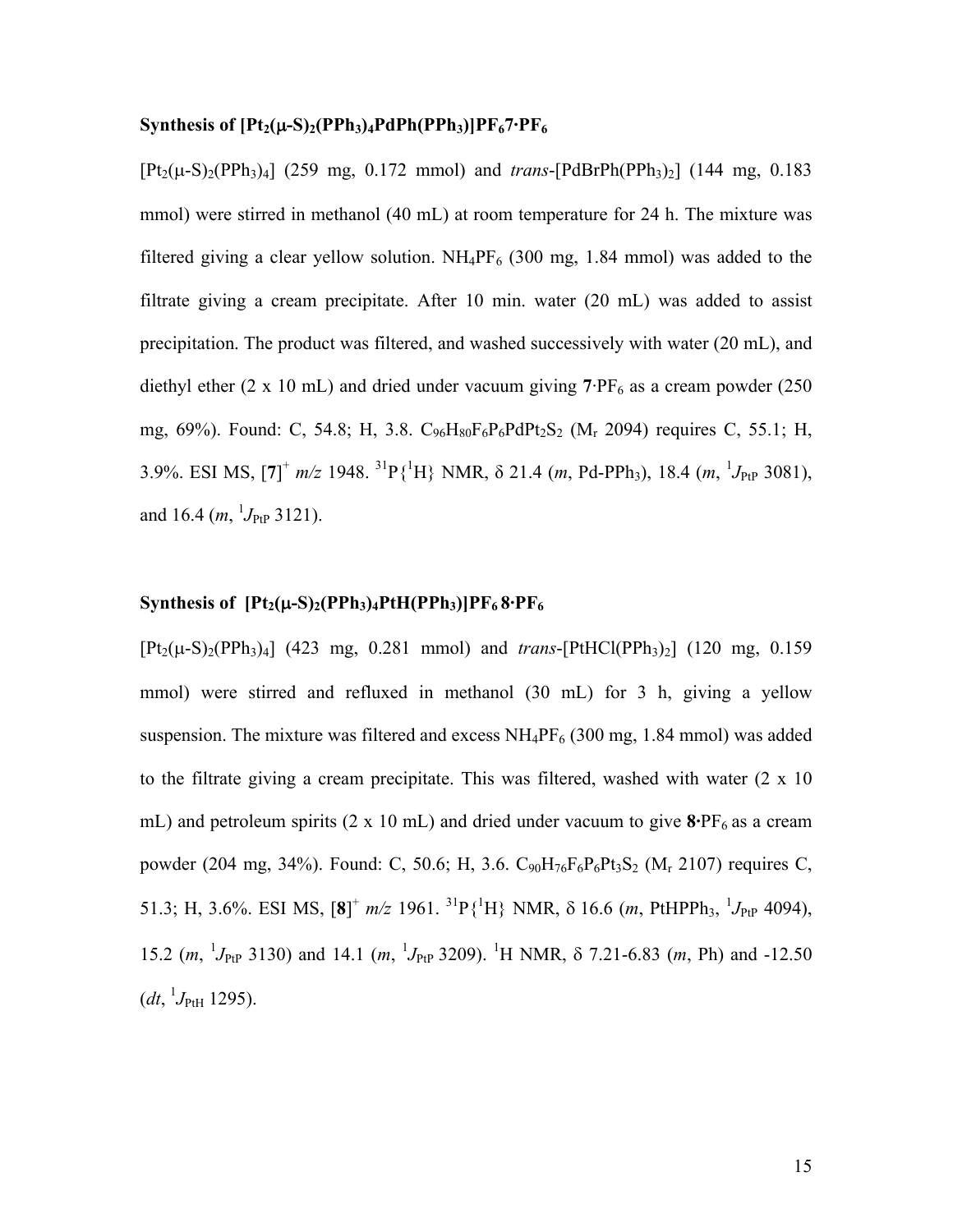### Synthesis of $[Pt_2(\mu\text{-}S)_2(PPh_3)_4PdPh(PPh_3)]PF_6$ **7·PF$_6$**

$[Pt_2(\mu\text{-}S)_2(PPh_3)_4]$ (259 mg, 0.172 mmol) and *trans*-$[PdBrPh(PPh_3)_2]$ (144 mg, 0.183 mmol) were stirred in methanol (40 mL) at room temperature for 24 h. The mixture was filtered giving a clear yellow solution. $NH_4PF_6$ (300 mg, 1.84 mmol) was added to the filtrate giving a cream precipitate. After 10 min. water (20 mL) was added to assist precipitation. The product was filtered, and washed successively with water (20 mL), and diethyl ether (2 x 10 mL) and dried under vacuum giving **7**·$PF_6$ as a cream powder (250 mg, 69%). Found: C, 54.8; H, 3.8. $C_{96}H_{80}F_6P_6PdPt_2S_2$ ($M_r$ 2094) requires C, 55.1; H, 3.9%. ESI MS, $[\mathbf{7}]^+$ *m/z* 1948. $^{31}P\{^1H\}$ NMR, δ 21.4 (*m*, Pd-PPh$_3$), 18.4 (*m*, $^1J_{PtP}$ 3081), and 16.4 (*m*, $^1J_{PtP}$ 3121).

### Synthesis of $[Pt_2(\mu\text{-}S)_2(PPh_3)_4PtH(PPh_3)]PF_6$ **8·PF$_6$**

$[Pt_2(\mu\text{-}S)_2(PPh_3)_4]$ (423 mg, 0.281 mmol) and *trans*-$[PtHCl(PPh_3)_2]$ (120 mg, 0.159 mmol) were stirred and refluxed in methanol (30 mL) for 3 h, giving a yellow suspension. The mixture was filtered and excess $NH_4PF_6$ (300 mg, 1.84 mmol) was added to the filtrate giving a cream precipitate. This was filtered, washed with water (2 x 10 mL) and petroleum spirits (2 x 10 mL) and dried under vacuum to give **8**·$PF_6$ as a cream powder (204 mg, 34%). Found: C, 50.6; H, 3.6. $C_{90}H_{76}F_6P_6Pt_3S_2$ ($M_r$ 2107) requires C, 51.3; H, 3.6%. ESI MS, $[\mathbf{8}]^+$ *m/z* 1961. $^{31}P\{^1H\}$ NMR, δ 16.6 (*m*, PtHPPh$_3$, $^1J_{PtP}$ 4094), 15.2 (*m*, $^1J_{PtP}$ 3130) and 14.1 (*m*, $^1J_{PtP}$ 3209). $^1H$ NMR, δ 7.21-6.83 (*m*, Ph) and -12.50 (*dt*, $^1J_{PtH}$ 1295).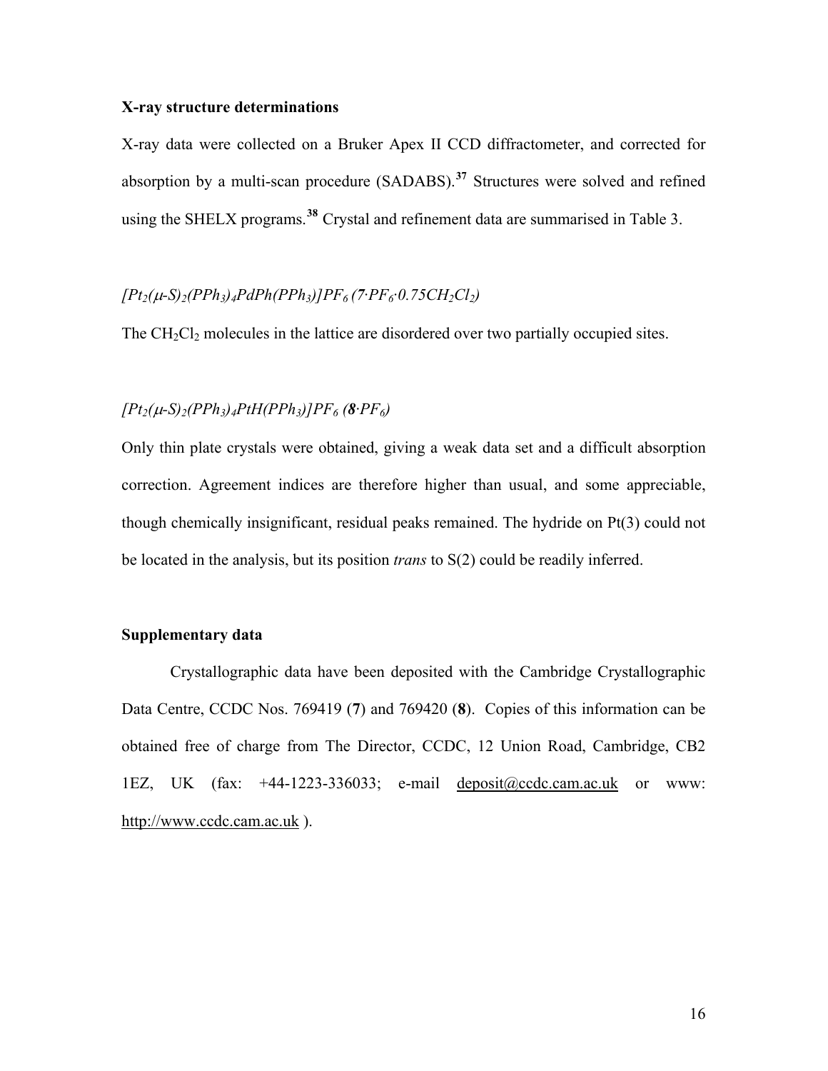### X-ray structure determinations

X-ray data were collected on a Bruker Apex II CCD diffractometer, and corrected for absorption by a multi-scan procedure (SADABS).[37] Structures were solved and refined using the SHELX programs.[38] Crystal and refinement data are summarised in Table 3.

*$[Pt_2(\mu\text{-}S)_2(PPh_3)_4PdPh(PPh_3)]PF_6$ ($7{\cdot}PF_6{\cdot}0.75CH_2Cl_2$)*

The $CH_2Cl_2$ molecules in the lattice are disordered over two partially occupied sites.

*$[Pt_2(\mu\text{-}S)_2(PPh_3)_4PtH(PPh_3)]PF_6$ (**8**$\cdot PF_6$)*

Only thin plate crystals were obtained, giving a weak data set and a difficult absorption correction. Agreement indices are therefore higher than usual, and some appreciable, though chemically insignificant, residual peaks remained. The hydride on Pt(3) could not be located in the analysis, but its position *trans* to S(2) could be readily inferred.

### Supplementary data

Crystallographic data have been deposited with the Cambridge Crystallographic Data Centre, CCDC Nos. 769419 (**7**) and 769420 (**8**). Copies of this information can be obtained free of charge from The Director, CCDC, 12 Union Road, Cambridge, CB2 1EZ, UK (fax: +44-1223-336033; e-mail deposit@ccdc.cam.ac.uk or www: http://www.ccdc.cam.ac.uk ).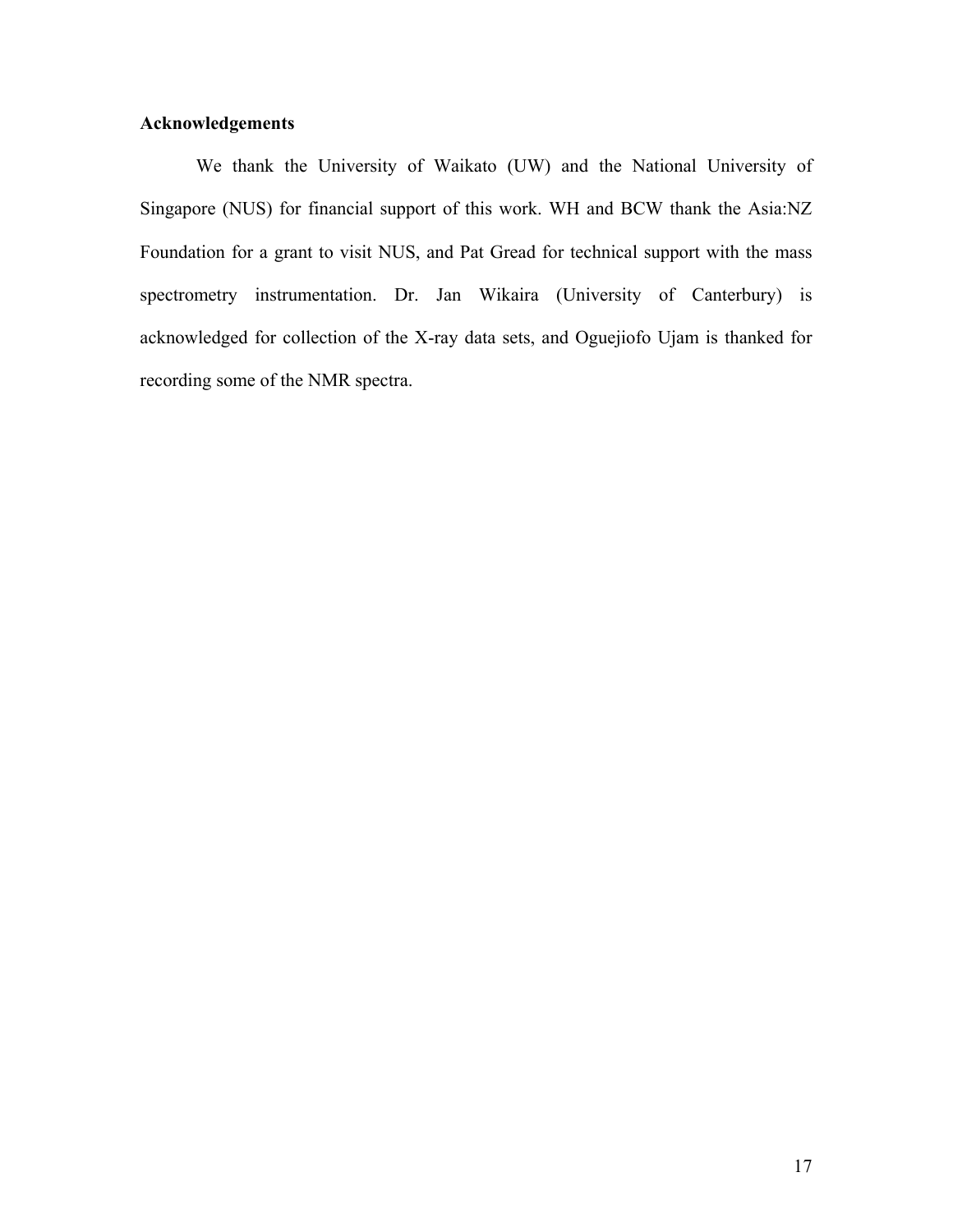## Acknowledgements

We thank the University of Waikato (UW) and the National University of Singapore (NUS) for financial support of this work. WH and BCW thank the Asia:NZ Foundation for a grant to visit NUS, and Pat Gread for technical support with the mass spectrometry instrumentation. Dr. Jan Wikaira (University of Canterbury) is acknowledged for collection of the X-ray data sets, and Oguejiofo Ujam is thanked for recording some of the NMR spectra.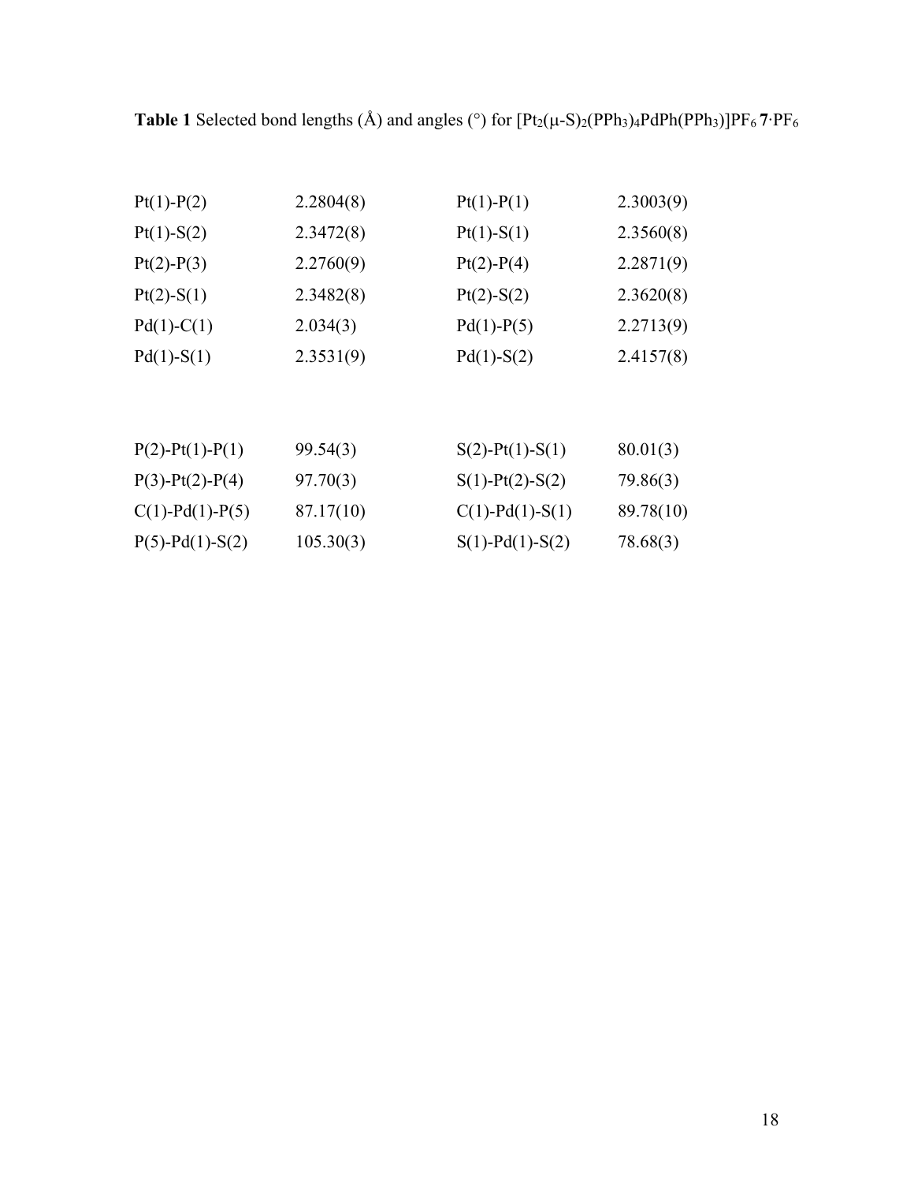**Table 1** Selected bond lengths (Å) and angles (°) for $[Pt_2(\mu\text{-}S)_2(PPh_3)_4PdPh(PPh_3)]PF_6$ **7**·$PF_6$

| | | | |
|---|---|---|---|
| Pt(1)-P(2) | 2.2804(8) | Pt(1)-P(1) | 2.3003(9) |
| Pt(1)-S(2) | 2.3472(8) | Pt(1)-S(1) | 2.3560(8) |
| Pt(2)-P(3) | 2.2760(9) | Pt(2)-P(4) | 2.2871(9) |
| Pt(2)-S(1) | 2.3482(8) | Pt(2)-S(2) | 2.3620(8) |
| Pd(1)-C(1) | 2.034(3) | Pd(1)-P(5) | 2.2713(9) |
| Pd(1)-S(1) | 2.3531(9) | Pd(1)-S(2) | 2.4157(8) |

| | | | |
|---|---|---|---|
| P(2)-Pt(1)-P(1) | 99.54(3) | S(2)-Pt(1)-S(1) | 80.01(3) |
| P(3)-Pt(2)-P(4) | 97.70(3) | S(1)-Pt(2)-S(2) | 79.86(3) |
| C(1)-Pd(1)-P(5) | 87.17(10) | C(1)-Pd(1)-S(1) | 89.78(10) |
| P(5)-Pd(1)-S(2) | 105.30(3) | S(1)-Pd(1)-S(2) | 78.68(3) |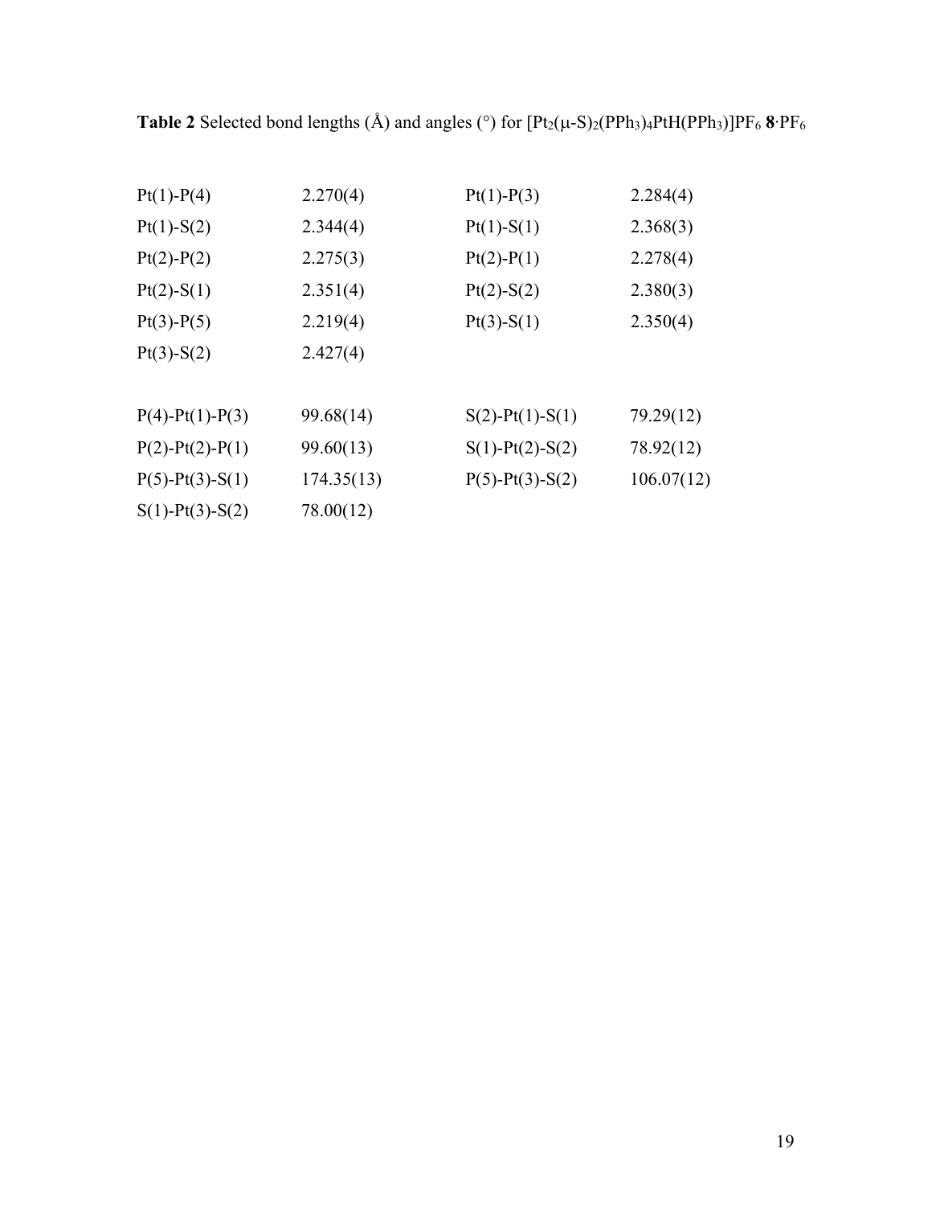**Table 2** Selected bond lengths (Å) and angles (°) for $[Pt_2(\mu\text{-}S)_2(PPh_3)_4PtH(PPh_3)]PF_6$ **8**·$PF_6$

| | | | |
|---|---|---|---|
| Pt(1)-P(4) | 2.270(4) | Pt(1)-P(3) | 2.284(4) |
| Pt(1)-S(2) | 2.344(4) | Pt(1)-S(1) | 2.368(3) |
| Pt(2)-P(2) | 2.275(3) | Pt(2)-P(1) | 2.278(4) |
| Pt(2)-S(1) | 2.351(4) | Pt(2)-S(2) | 2.380(3) |
| Pt(3)-P(5) | 2.219(4) | Pt(3)-S(1) | 2.350(4) |
| Pt(3)-S(2) | 2.427(4) | | |
| | | | |
| P(4)-Pt(1)-P(3) | 99.68(14) | S(2)-Pt(1)-S(1) | 79.29(12) |
| P(2)-Pt(2)-P(1) | 99.60(13) | S(1)-Pt(2)-S(2) | 78.92(12) |
| P(5)-Pt(3)-S(1) | 174.35(13) | P(5)-Pt(3)-S(2) | 106.07(12) |
| S(1)-Pt(3)-S(2) | 78.00(12) | | |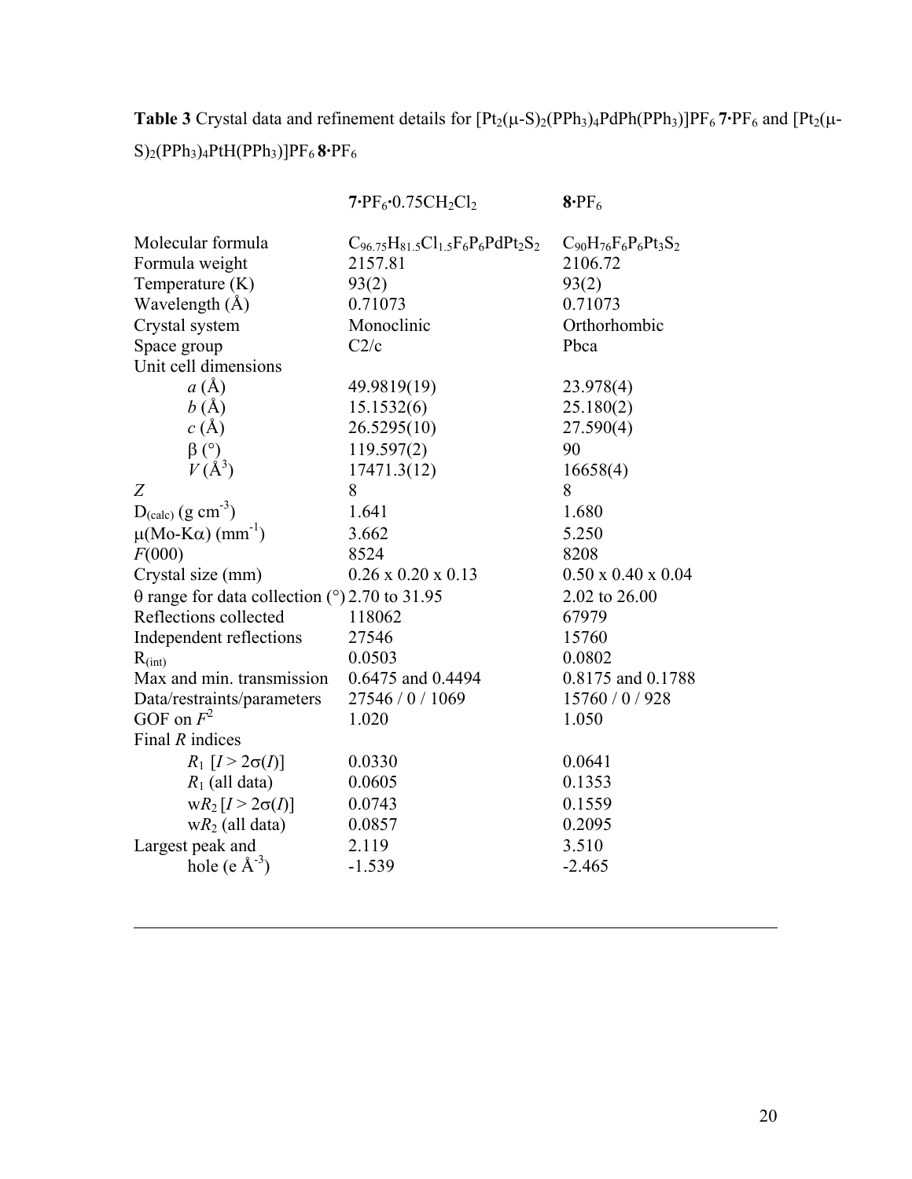**Table 3** Crystal data and refinement details for $[Pt_2(\mu\text{-}S)_2(PPh_3)_4PdPh(PPh_3)]PF_6$ **7·**$PF_6$ and $[Pt_2(\mu\text{-}S)_2(PPh_3)_4PtH(PPh_3)]PF_6$ **8·**$PF_6$

| | **7·**$PF_6$·0.75$CH_2Cl_2$ | **8·**$PF_6$ |
|---|---|---|
| Molecular formula | $C_{96.75}H_{81.5}Cl_{1.5}F_6P_6PdPt_2S_2$ | $C_{90}H_{76}F_6P_6Pt_3S_2$ |
| Formula weight | 2157.81 | 2106.72 |
| Temperature (K) | 93(2) | 93(2) |
| Wavelength (Å) | 0.71073 | 0.71073 |
| Crystal system | Monoclinic | Orthorhombic |
| Space group | C2/c | Pbca |
| Unit cell dimensions | | |
| $a$ (Å) | 49.9819(19) | 23.978(4) |
| $b$ (Å) | 15.1532(6) | 25.180(2) |
| $c$ (Å) | 26.5295(10) | 27.590(4) |
| β (°) | 119.597(2) | 90 |
| $V$ (Å$^3$) | 17471.3(12) | 16658(4) |
| $Z$ | 8 | 8 |
| $D_{(calc)}$ (g cm$^{-3}$) | 1.641 | 1.680 |
| μ(Mo-Kα) (mm$^{-1}$) | 3.662 | 5.250 |
| $F$(000) | 8524 | 8208 |
| Crystal size (mm) | 0.26 x 0.20 x 0.13 | 0.50 x 0.40 x 0.04 |
| θ range for data collection (°) | 2.70 to 31.95 | 2.02 to 26.00 |
| Reflections collected | 118062 | 67979 |
| Independent reflections | 27546 | 15760 |
| $R_{(int)}$ | 0.0503 | 0.0802 |
| Max and min. transmission | 0.6475 and 0.4494 | 0.8175 and 0.1788 |
| Data/restraints/parameters | 27546 / 0 / 1069 | 15760 / 0 / 928 |
| GOF on $F^2$ | 1.020 | 1.050 |
| Final $R$ indices | | |
| $R_1$ [$I > 2\sigma(I)$] | 0.0330 | 0.0641 |
| $R_1$ (all data) | 0.0605 | 0.1353 |
| w$R_2$ [$I > 2\sigma(I)$] | 0.0743 | 0.1559 |
| w$R_2$ (all data) | 0.0857 | 0.2095 |
| Largest peak and | 2.119 | 3.510 |
| hole (e Å$^{-3}$) | -1.539 | -2.465 |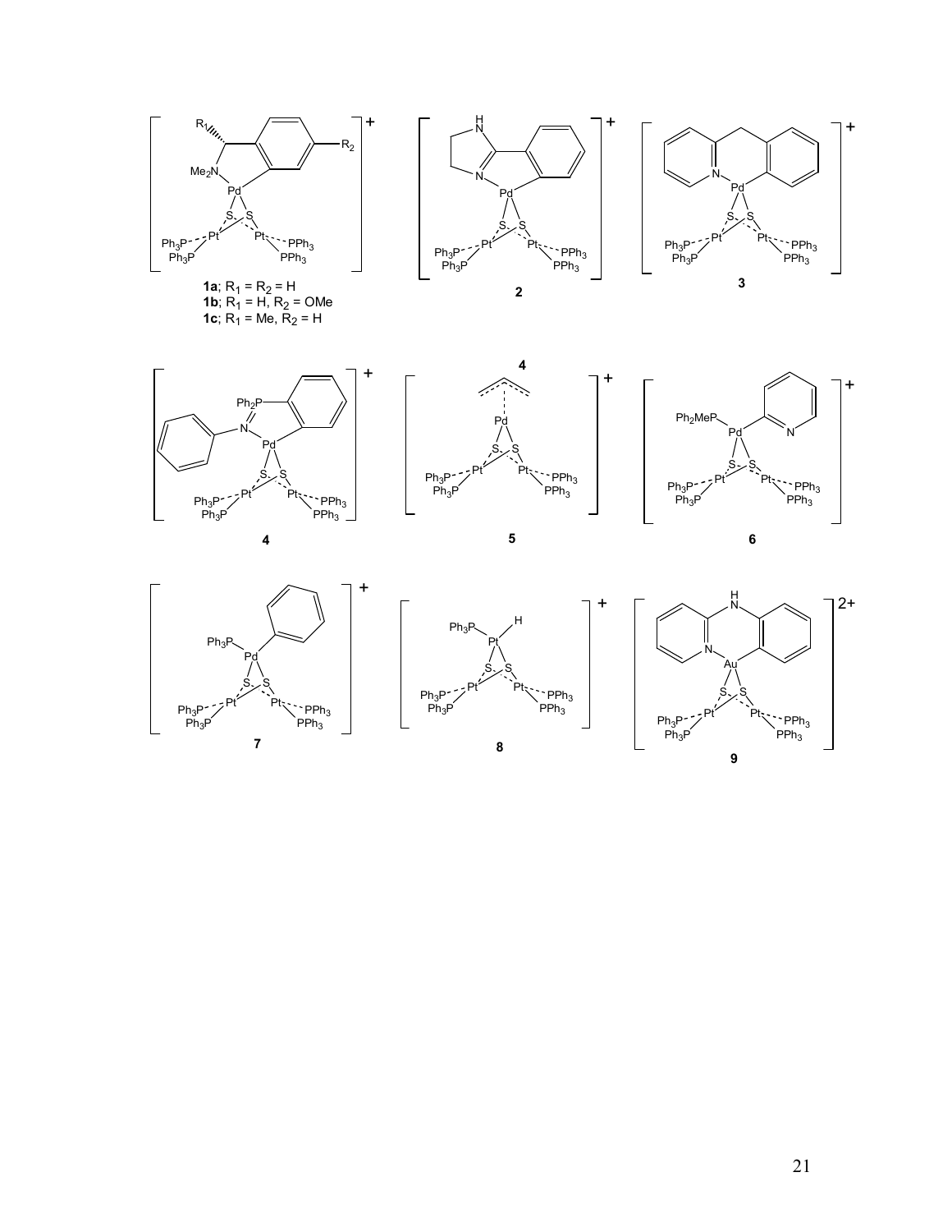**1a**; $R_1 = R_2 = H$
**1b**; $R_1 = H$, $R_2 = OMe$
**1c**; $R_1 = Me$, $R_2 = H$

**2**

**3**

**4**

**4**

**5**

**6**

**7**

**8**

**9**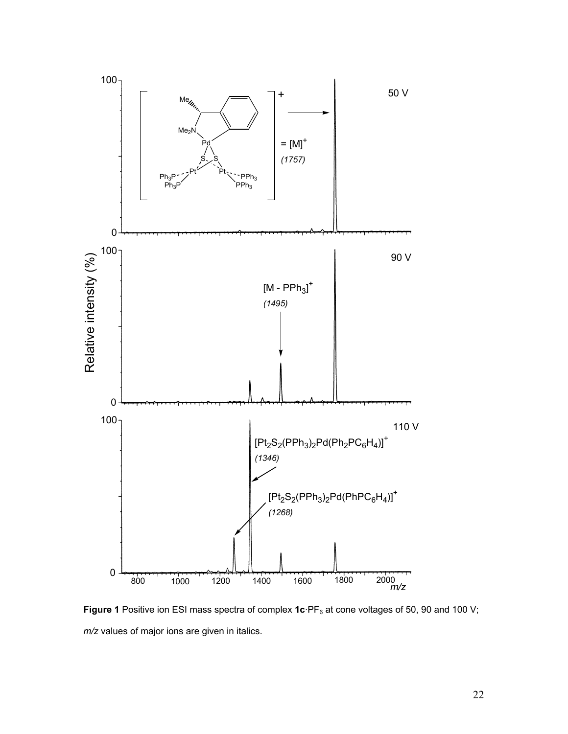**Figure 1** Positive ion ESI mass spectra of complex **1c**·$PF_6$ at cone voltages of 50, 90 and 100 V; *m/z* values of major ions are given in italics.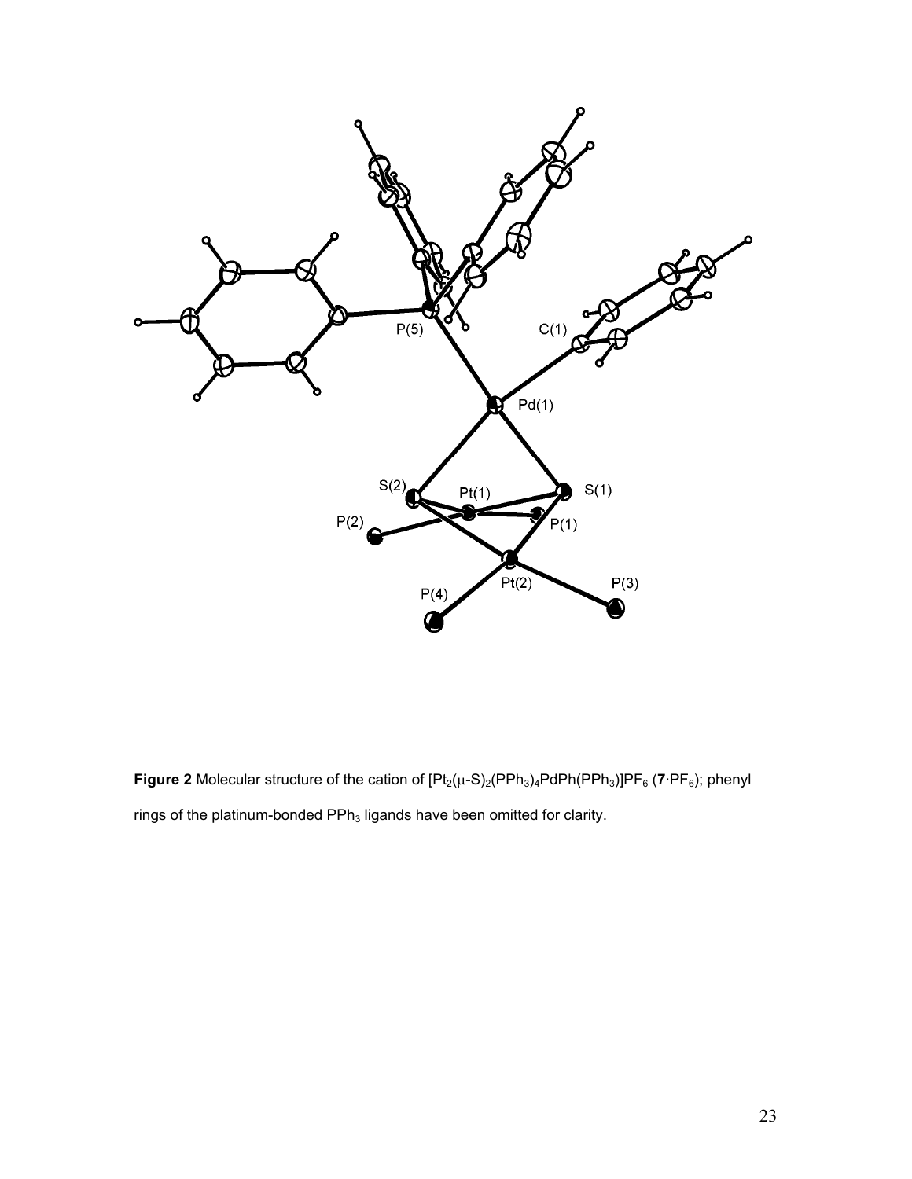**Figure 2** Molecular structure of the cation of $[Pt_2(\mu\text{-}S)_2(PPh_3)_4PdPh(PPh_3)]PF_6$ (**7**·$PF_6$); phenyl rings of the platinum-bonded $PPh_3$ ligands have been omitted for clarity.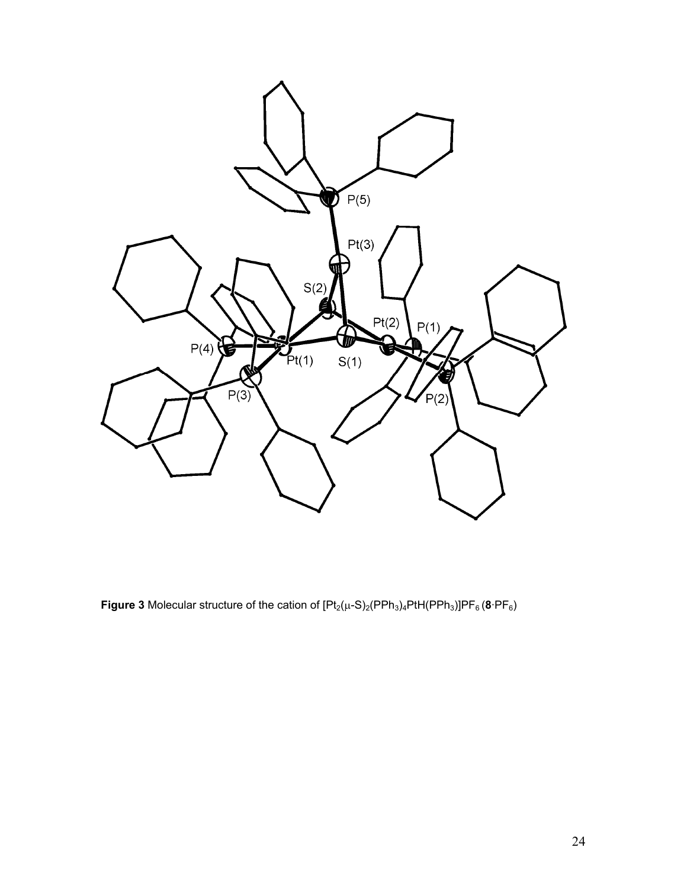**Figure 3** Molecular structure of the cation of $[Pt_2(\mu\text{-}S)_2(PPh_3)_4PtH(PPh_3)]PF_6$ (**8**·$PF_6$)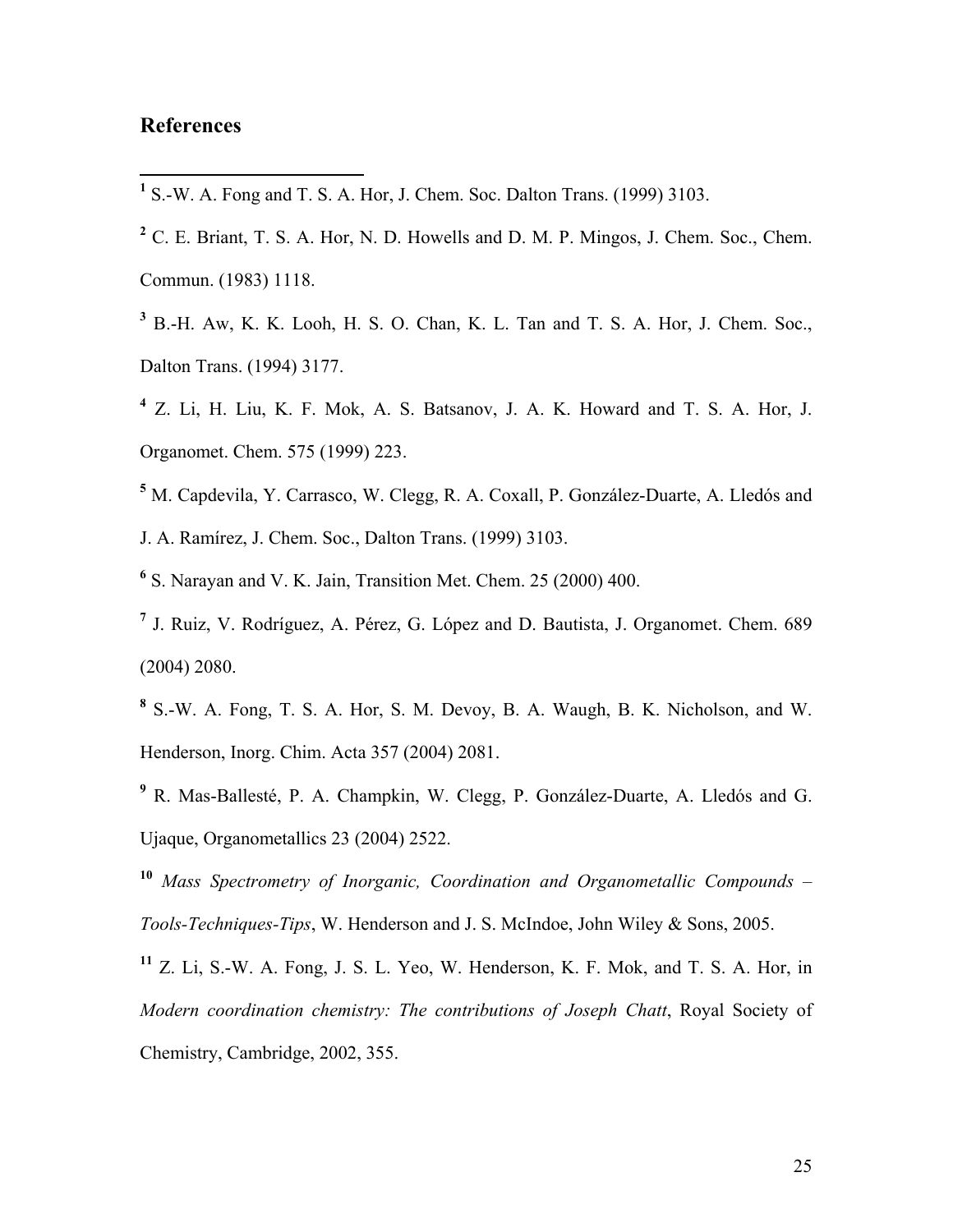## References

[1] S.-W. A. Fong and T. S. A. Hor, J. Chem. Soc. Dalton Trans. (1999) 3103.

[2] C. E. Briant, T. S. A. Hor, N. D. Howells and D. M. P. Mingos, J. Chem. Soc., Chem. Commun. (1983) 1118.

[3] B.-H. Aw, K. K. Looh, H. S. O. Chan, K. L. Tan and T. S. A. Hor, J. Chem. Soc., Dalton Trans. (1994) 3177.

[4] Z. Li, H. Liu, K. F. Mok, A. S. Batsanov, J. A. K. Howard and T. S. A. Hor, J. Organomet. Chem. 575 (1999) 223.

[5] M. Capdevila, Y. Carrasco, W. Clegg, R. A. Coxall, P. González-Duarte, A. Lledós and J. A. Ramírez, J. Chem. Soc., Dalton Trans. (1999) 3103.

[6] S. Narayan and V. K. Jain, Transition Met. Chem. 25 (2000) 400.

[7] J. Ruiz, V. Rodríguez, A. Pérez, G. López and D. Bautista, J. Organomet. Chem. 689 (2004) 2080.

[8] S.-W. A. Fong, T. S. A. Hor, S. M. Devoy, B. A. Waugh, B. K. Nicholson, and W. Henderson, Inorg. Chim. Acta 357 (2004) 2081.

[9] R. Mas-Ballesté, P. A. Champkin, W. Clegg, P. González-Duarte, A. Lledós and G. Ujaque, Organometallics 23 (2004) 2522.

[10] *Mass Spectrometry of Inorganic, Coordination and Organometallic Compounds – Tools-Techniques-Tips*, W. Henderson and J. S. McIndoe, John Wiley & Sons, 2005.

[11] Z. Li, S.-W. A. Fong, J. S. L. Yeo, W. Henderson, K. F. Mok, and T. S. A. Hor, in *Modern coordination chemistry: The contributions of Joseph Chatt*, Royal Society of Chemistry, Cambridge, 2002, 355.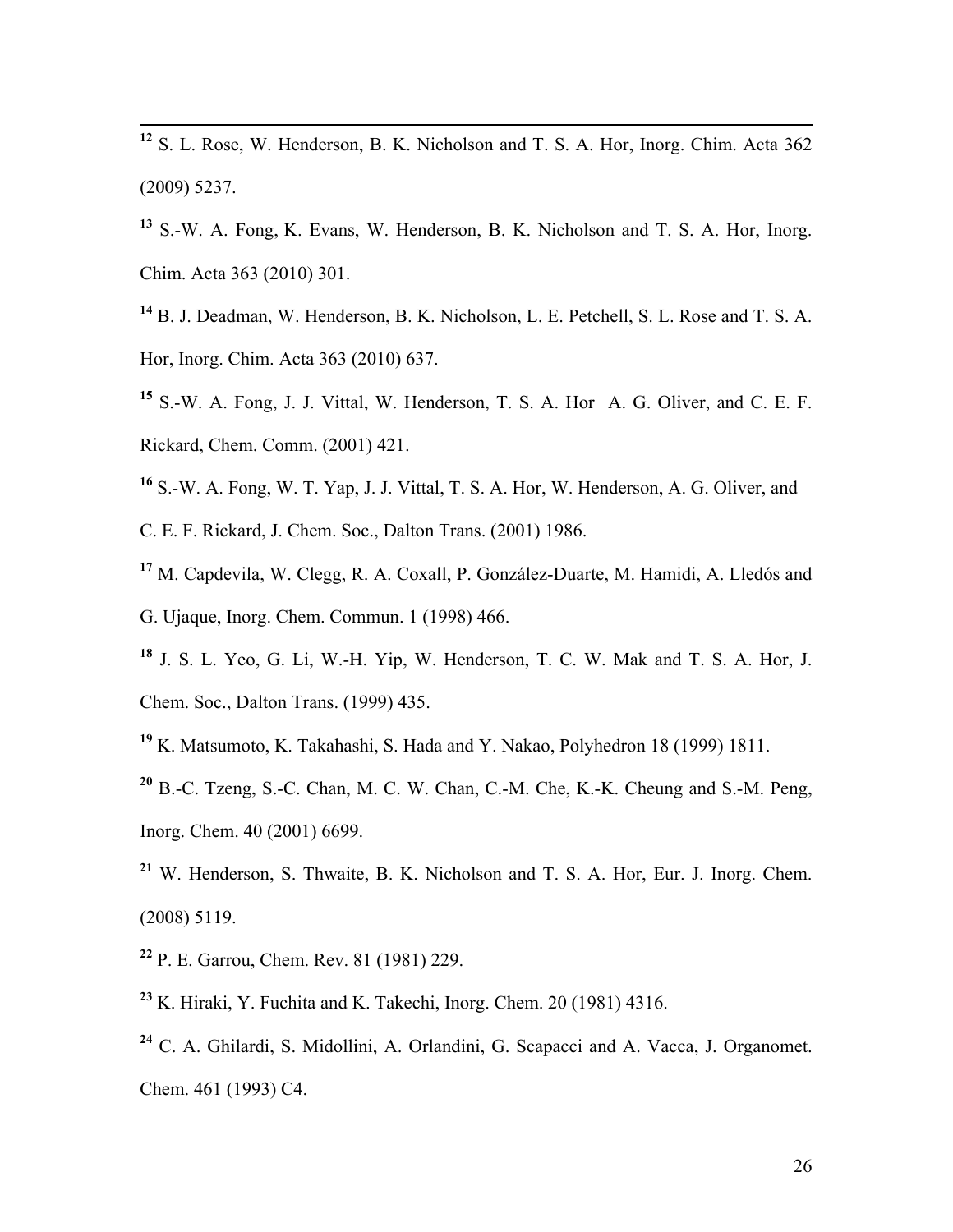[12] S. L. Rose, W. Henderson, B. K. Nicholson and T. S. A. Hor, Inorg. Chim. Acta 362 (2009) 5237.

[13] S.-W. A. Fong, K. Evans, W. Henderson, B. K. Nicholson and T. S. A. Hor, Inorg. Chim. Acta 363 (2010) 301.

[14] B. J. Deadman, W. Henderson, B. K. Nicholson, L. E. Petchell, S. L. Rose and T. S. A. Hor, Inorg. Chim. Acta 363 (2010) 637.

[15] S.-W. A. Fong, J. J. Vittal, W. Henderson, T. S. A. Hor A. G. Oliver, and C. E. F. Rickard, Chem. Comm. (2001) 421.

[16] S.-W. A. Fong, W. T. Yap, J. J. Vittal, T. S. A. Hor, W. Henderson, A. G. Oliver, and C. E. F. Rickard, J. Chem. Soc., Dalton Trans. (2001) 1986.

[17] M. Capdevila, W. Clegg, R. A. Coxall, P. González-Duarte, M. Hamidi, A. Lledós and G. Ujaque, Inorg. Chem. Commun. 1 (1998) 466.

[18] J. S. L. Yeo, G. Li, W.-H. Yip, W. Henderson, T. C. W. Mak and T. S. A. Hor, J. Chem. Soc., Dalton Trans. (1999) 435.

[19] K. Matsumoto, K. Takahashi, S. Hada and Y. Nakao, Polyhedron 18 (1999) 1811.

[20] B.-C. Tzeng, S.-C. Chan, M. C. W. Chan, C.-M. Che, K.-K. Cheung and S.-M. Peng, Inorg. Chem. 40 (2001) 6699.

[21] W. Henderson, S. Thwaite, B. K. Nicholson and T. S. A. Hor, Eur. J. Inorg. Chem. (2008) 5119.

[22] P. E. Garrou, Chem. Rev. 81 (1981) 229.

[23] K. Hiraki, Y. Fuchita and K. Takechi, Inorg. Chem. 20 (1981) 4316.

[24] C. A. Ghilardi, S. Midollini, A. Orlandini, G. Scapacci and A. Vacca, J. Organomet. Chem. 461 (1993) C4.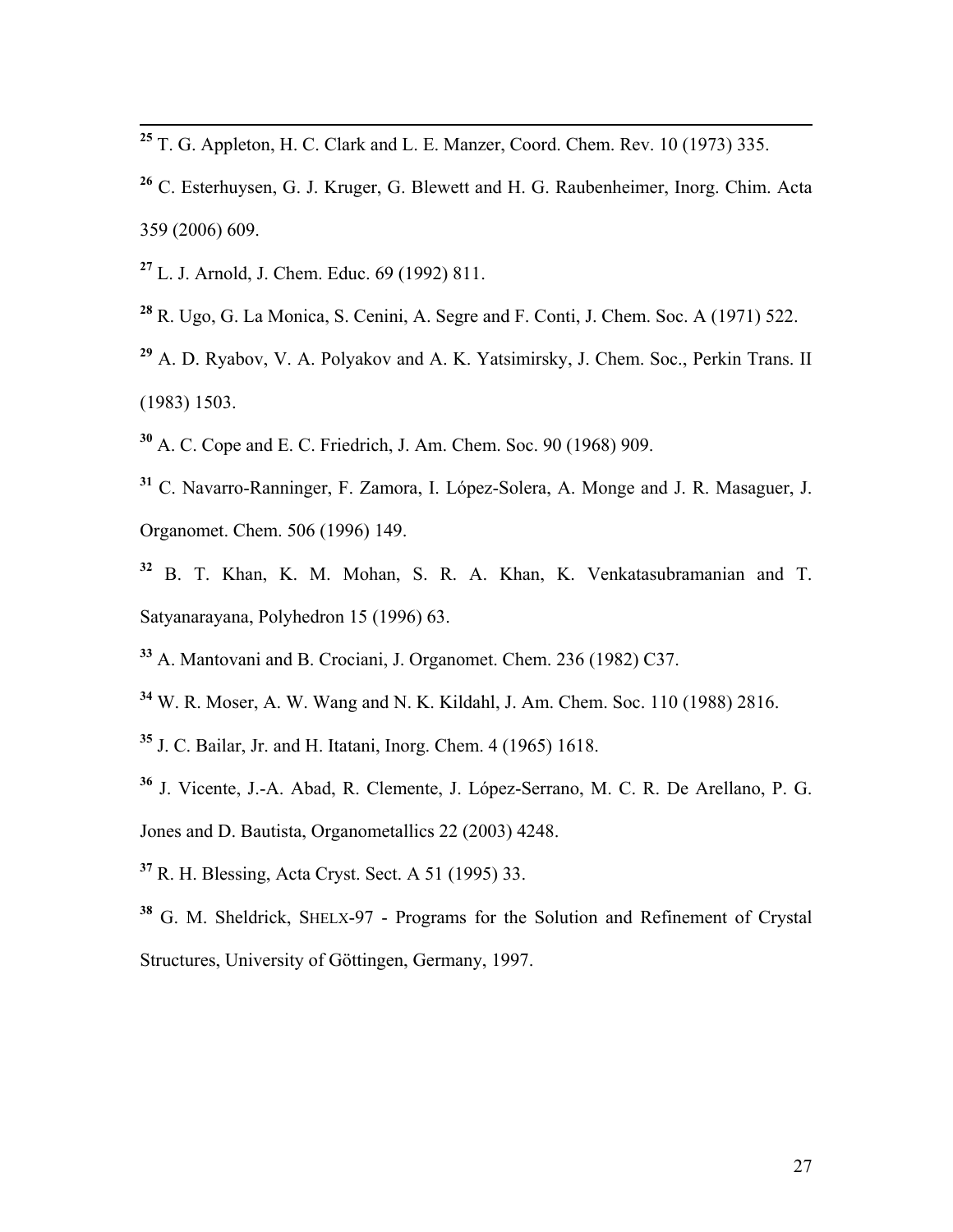[25] T. G. Appleton, H. C. Clark and L. E. Manzer, Coord. Chem. Rev. 10 (1973) 335.

[26] C. Esterhuysen, G. J. Kruger, G. Blewett and H. G. Raubenheimer, Inorg. Chim. Acta 359 (2006) 609.

[27] L. J. Arnold, J. Chem. Educ. 69 (1992) 811.

[28] R. Ugo, G. La Monica, S. Cenini, A. Segre and F. Conti, J. Chem. Soc. A (1971) 522.

[29] A. D. Ryabov, V. A. Polyakov and A. K. Yatsimirsky, J. Chem. Soc., Perkin Trans. II (1983) 1503.

[30] A. C. Cope and E. C. Friedrich, J. Am. Chem. Soc. 90 (1968) 909.

[31] C. Navarro-Ranninger, F. Zamora, I. López-Solera, A. Monge and J. R. Masaguer, J. Organomet. Chem. 506 (1996) 149.

[32] B. T. Khan, K. M. Mohan, S. R. A. Khan, K. Venkatasubramanian and T. Satyanarayana, Polyhedron 15 (1996) 63.

[33] A. Mantovani and B. Crociani, J. Organomet. Chem. 236 (1982) C37.

[34] W. R. Moser, A. W. Wang and N. K. Kildahl, J. Am. Chem. Soc. 110 (1988) 2816.

[35] J. C. Bailar, Jr. and H. Itatani, Inorg. Chem. 4 (1965) 1618.

[36] J. Vicente, J.-A. Abad, R. Clemente, J. López-Serrano, M. C. R. De Arellano, P. G. Jones and D. Bautista, Organometallics 22 (2003) 4248.

[37] R. H. Blessing, Acta Cryst. Sect. A 51 (1995) 33.

[38] G. M. Sheldrick, SHELX-97 - Programs for the Solution and Refinement of Crystal Structures, University of Göttingen, Germany, 1997.